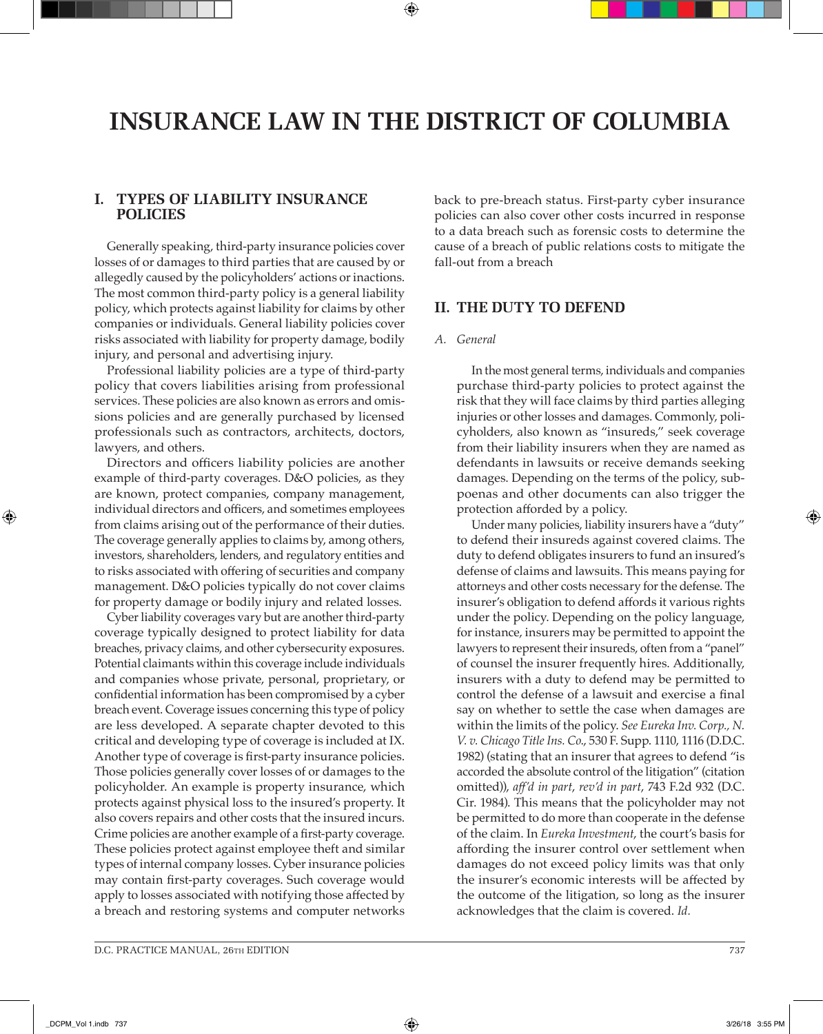# INSURANCE LAW IN THE DISTRICT OF COLUMBIA

## I. TYPES OF LIABILITY INSURANCE POLICIES

Generally speaking, third-party insurance policies cover losses of or damages to third parties that are caused by or allegedly caused by the policyholders' actions or inactions. The most common third-party policy is a general liability policy, which protects against liability for claims by other companies or individuals. General liability policies cover risks associated with liability for property damage, bodily injury, and personal and advertising injury.

Professional liability policies are a type of third-party policy that covers liabilities arising from professional services. These policies are also known as errors and omissions policies and are generally purchased by licensed professionals such as contractors, architects, doctors, lawyers, and others.

Directors and officers liability policies are another example of third-party coverages. D&O policies, as they are known, protect companies, company management, individual directors and officers, and sometimes employees from claims arising out of the performance of their duties. The coverage generally applies to claims by, among others, investors, shareholders, lenders, and regulatory entities and to risks associated with offering of securities and company management. D&O policies typically do not cover claims for property damage or bodily injury and related losses.

Cyber liability coverages vary but are another third-party coverage typically designed to protect liability for data breaches, privacy claims, and other cybersecurity exposures. Potential claimants within this coverage include individuals and companies whose private, personal, proprietary, or confidential information has been compromised by a cyber breach event. Coverage issues concerning this type of policy are less developed. A separate chapter devoted to this critical and developing type of coverage is included at IX. Another type of coverage is first-party insurance policies. Those policies generally cover losses of or damages to the policyholder. An example is property insurance, which protects against physical loss to the insured's property. It also covers repairs and other costs that the insured incurs. Crime policies are another example of a first-party coverage. These policies protect against employee theft and similar types of internal company losses. Cyber insurance policies may contain first-party coverages. Such coverage would apply to losses associated with notifying those affected by a breach and restoring systems and computer networks back to pre-breach status. First-party cyber insurance policies can also cover other costs incurred in response to a data breach such as forensic costs to determine the cause of a breach of public relations costs to mitigate the fall-out from a breach

## II. THE DUTY TO DEFEND

### *A. General*

In the most general terms, individuals and companies purchase third-party policies to protect against the risk that they will face claims by third parties alleging injuries or other losses and damages. Commonly, policyholders, also known as "insureds," seek coverage from their liability insurers when they are named as defendants in lawsuits or receive demands seeking damages. Depending on the terms of the policy, subpoenas and other documents can also trigger the protection afforded by a policy.

Under many policies, liability insurers have a "duty" to defend their insureds against covered claims. The duty to defend obligates insurers to fund an insured's defense of claims and lawsuits. This means paying for attorneys and other costs necessary for the defense. The insurer's obligation to defend affords it various rights under the policy. Depending on the policy language, for instance, insurers may be permitted to appoint the lawyers to represent their insureds, often from a "panel" of counsel the insurer frequently hires. Additionally, insurers with a duty to defend may be permitted to control the defense of a lawsuit and exercise a final say on whether to settle the case when damages are within the limits of the policy. *See Eureka Inv. Corp., N. V. v. Chicago Title Ins. Co.*, 530 F. Supp. 1110, 1116 (D.D.C. 1982) (stating that an insurer that agrees to defend "is accorded the absolute control of the litigation" (citation omitted)), *aff'd in part*, *rev'd in part*, 743 F.2d 932 (D.C. Cir. 1984). This means that the policyholder may not be permitted to do more than cooperate in the defense of the claim. In *Eureka Investment*, the court's basis for affording the insurer control over settlement when damages do not exceed policy limits was that only the insurer's economic interests will be affected by the outcome of the litigation, so long as the insurer acknowledges that the claim is covered. *Id.*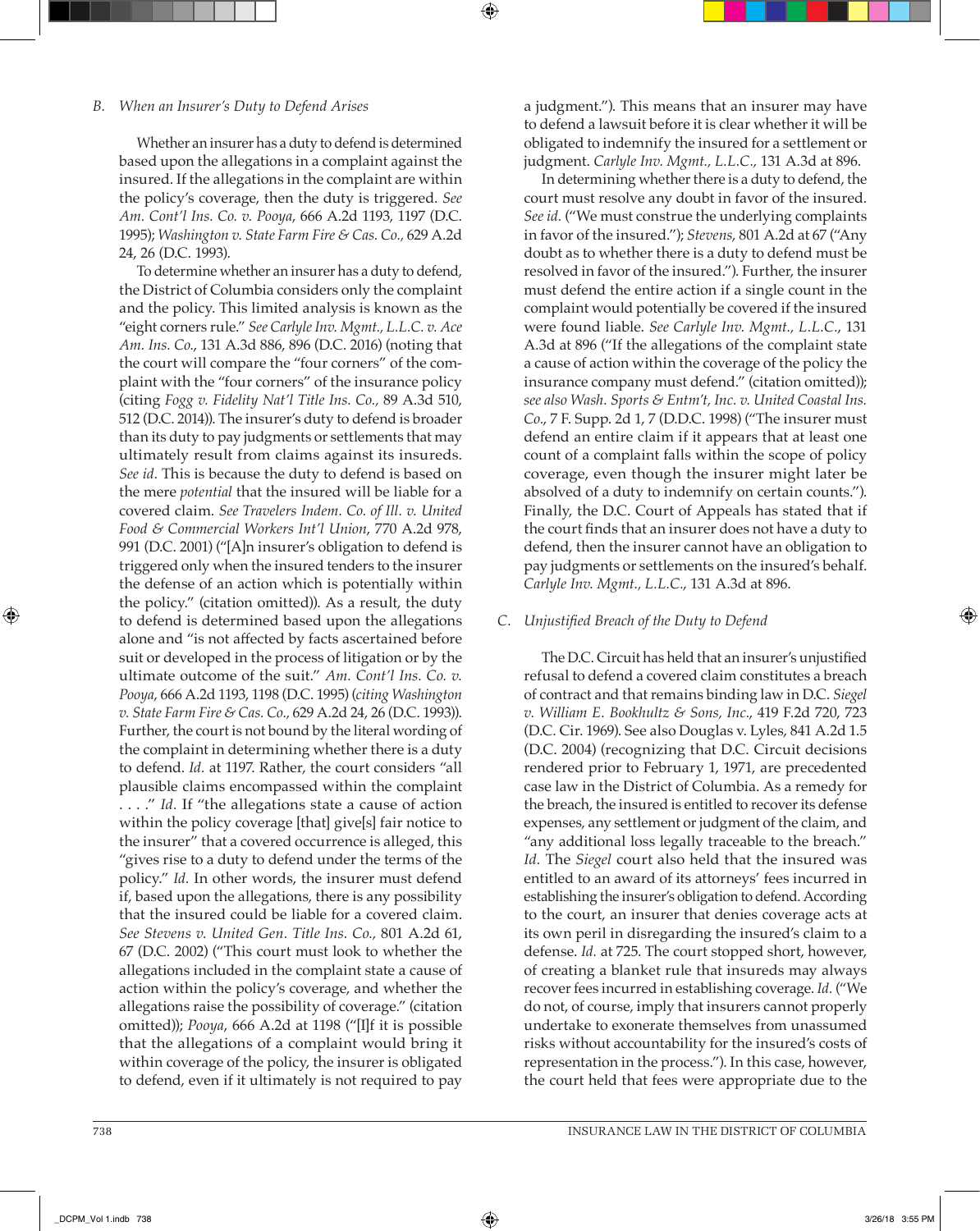### B. *When an Insurer's Duty to Defend Arises*

Whether an insurer has a duty to defend is determined based upon the allegations in a complaint against the insured. If the allegations in the complaint are within the policy's coverage, then the duty is triggered. *See Am. Cont'l Ins. Co. v. Pooya*, 666 A.2d 1193, 1197 (D.C. 1995); *Washington v. State Farm Fire & Cas. Co.*, 629 A.2d 24, 26 (D.C. 1993).

To determine whether an insurer has a duty to defend, the District of Columbia considers only the complaint and the policy. This limited analysis is known as the "eight corners rule." *See Carlyle Inv. Mgmt., L.L.C. v. Ace Am. Ins. Co.*, 131 A.3d 886, 896 (D.C. 2016) (noting that the court will compare the "four corners" of the complaint with the "four corners" of the insurance policy (citing *Fogg v. Fidelity Nat'l Title Ins. Co.*, 89 A.3d 510, 512 (D.C. 2014)). The insurer's duty to defend is broader than its duty to pay judgments or settlements that may ultimately result from claims against its insureds. *See id.* This is because the duty to defend is based on the mere *potential* that the insured will be liable for a covered claim. *See Travelers Indem. Co. of Ill. v. United Food & Commercial Workers Int'l Union*, 770 A.2d 978, 991 (D.C. 2001) ("[A]n insurer's obligation to defend is triggered only when the insured tenders to the insurer the defense of an action which is potentially within the policy." (citation omitted)). As a result, the duty to defend is determined based upon the allegations alone and "is not affected by facts ascertained before suit or developed in the process of litigation or by the ultimate outcome of the suit." *Am. Cont'l Ins. Co. v. Pooya*, 666 A.2d 1193, 1198 (D.C. 1995) (*citing Washington v. State Farm Fire & Cas. Co.*, 629 A.2d 24, 26 (D.C. 1993)). Further, the court is not bound by the literal wording of the complaint in determining whether there is a duty to defend. *Id.* at 1197. Rather, the court considers "all plausible claims encompassed within the complaint . . . ." *Id.* If "the allegations state a cause of action within the policy coverage [that] give[s] fair notice to the insurer" that a covered occurrence is alleged, this "gives rise to a duty to defend under the terms of the policy." *Id.* In other words, the insurer must defend if, based upon the allegations, there is any possibility that the insured could be liable for a covered claim. *See Stevens v. United Gen. Title Ins. Co.*, 801 A.2d 61, 67 (D.C. 2002) ("This court must look to whether the allegations included in the complaint state a cause of action within the policy's coverage, and whether the allegations raise the possibility of coverage." (citation omitted)); *Pooya*, 666 A.2d at 1198 ("[I]f it is possible that the allegations of a complaint would bring it within coverage of the policy, the insurer is obligated to defend, even if it ultimately is not required to pay a judgment."). This means that an insurer may have to defend a lawsuit before it is clear whether it will be obligated to indemnify the insured for a settlement or judgment. *Carlyle Inv. Mgmt., L.L.C.*, 131 A.3d at 896.

In determining whether there is a duty to defend, the court must resolve any doubt in favor of the insured. *See id.* ("We must construe the underlying complaints in favor of the insured."); *Stevens*, 801 A.2d at 67 ("Any doubt as to whether there is a duty to defend must be resolved in favor of the insured."). Further, the insurer must defend the entire action if a single count in the complaint would potentially be covered if the insured were found liable. *See Carlyle Inv. Mgmt., L.L.C.*, 131 A.3d at 896 ("If the allegations of the complaint state a cause of action within the coverage of the policy the insurance company must defend." (citation omitted)); *see also Wash. Sports & Entm't, Inc. v. United Coastal Ins. Co.*, 7 F. Supp. 2d 1, 7 (D.D.C. 1998) ("The insurer must defend an entire claim if it appears that at least one count of a complaint falls within the scope of policy coverage, even though the insurer might later be absolved of a duty to indemnify on certain counts."). Finally, the D.C. Court of Appeals has stated that if the court finds that an insurer does not have a duty to defend, then the insurer cannot have an obligation to pay judgments or settlements on the insured's behalf. *Carlyle Inv. Mgmt., L.L.C.*, 131 A.3d at 896.

### C. *Unjustified Breach of the Duty to Defend*

The D.C. Circuit has held that an insurer's unjustified refusal to defend a covered claim constitutes a breach of contract and that remains binding law in D.C. *Siegel v. William E. Bookhultz & Sons, Inc.*, 419 F.2d 720, 723 (D.C. Cir. 1969). See also Douglas v. Lyles, 841 A.2d 1.5 (D.C. 2004) (recognizing that D.C. Circuit decisions rendered prior to February 1, 1971, are precedented case law in the District of Columbia. As a remedy for the breach, the insured is entitled to recover its defense expenses, any settlement or judgment of the claim, and "any additional loss legally traceable to the breach." *Id.* The *Siegel* court also held that the insured was entitled to an award of its attorneys' fees incurred in establishing the insurer's obligation to defend. According to the court, an insurer that denies coverage acts at its own peril in disregarding the insured's claim to a defense. *Id.* at 725. The court stopped short, however, of creating a blanket rule that insureds may always recover fees incurred in establishing coverage. *Id.* ("We do not, of course, imply that insurers cannot properly undertake to exonerate themselves from unassumed risks without accountability for the insured's costs of representation in the process."). In this case, however, the court held that fees were appropriate due to the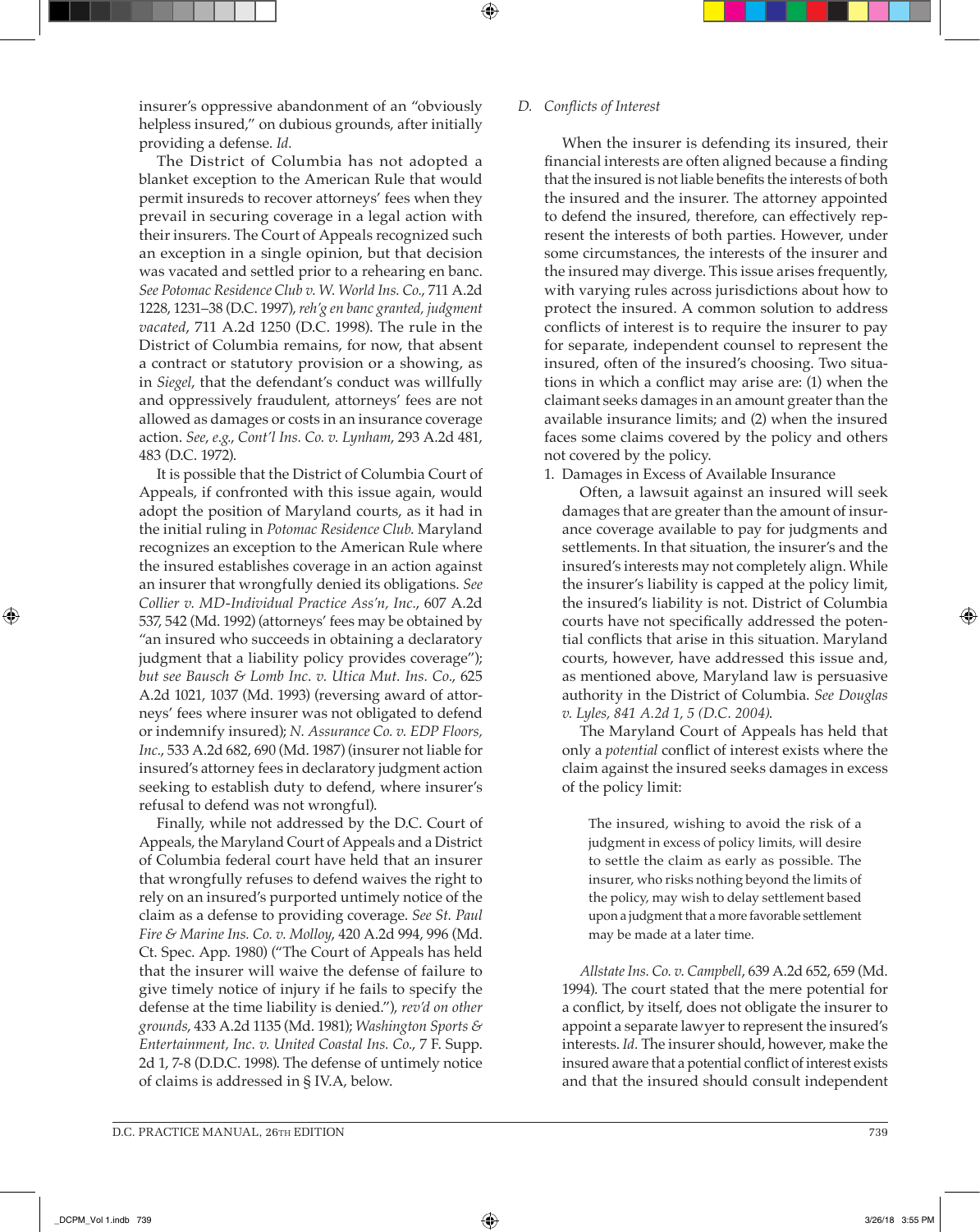insurer's oppressive abandonment of an "obviously helpless insured," on dubious grounds, after initially providing a defense. *Id.*

The District of Columbia has not adopted a blanket exception to the American Rule that would permit insureds to recover attorneys' fees when they prevail in securing coverage in a legal action with their insurers. The Court of Appeals recognized such an exception in a single opinion, but that decision was vacated and settled prior to a rehearing en banc. *See Potomac Residence Club v. W. World Ins. Co.*, 711 A.2d 1228, 1231–38 (D.C. 1997), *reh'g en banc granted, judgment vacated*, 711 A.2d 1250 (D.C. 1998). The rule in the District of Columbia remains, for now, that absent a contract or statutory provision or a showing, as in *Siegel*, that the defendant's conduct was willfully and oppressively fraudulent, attorneys' fees are not allowed as damages or costs in an insurance coverage action. *See, e.g., Cont'l Ins. Co. v. Lynham*, 293 A.2d 481, 483 (D.C. 1972).

It is possible that the District of Columbia Court of Appeals, if confronted with this issue again, would adopt the position of Maryland courts, as it had in the initial ruling in *Potomac Residence Club.* Maryland recognizes an exception to the American Rule where the insured establishes coverage in an action against an insurer that wrongfully denied its obligations. *See Collier v. MD-Individual Practice Ass'n, Inc.*, 607 A.2d 537, 542 (Md. 1992) (attorneys' fees may be obtained by "an insured who succeeds in obtaining a declaratory judgment that a liability policy provides coverage"); *but see Bausch & Lomb Inc. v. Utica Mut. Ins. Co.*, 625 A.2d 1021, 1037 (Md. 1993) (reversing award of attorneys' fees where insurer was not obligated to defend or indemnify insured); *N. Assurance Co. v. EDP Floors, Inc.*, 533 A.2d 682, 690 (Md. 1987) (insurer not liable for insured's attorney fees in declaratory judgment action seeking to establish duty to defend, where insurer's refusal to defend was not wrongful).

Finally, while not addressed by the D.C. Court of Appeals, the Maryland Court of Appeals and a District of Columbia federal court have held that an insurer that wrongfully refuses to defend waives the right to rely on an insured's purported untimely notice of the claim as a defense to providing coverage. *See St. Paul Fire & Marine Ins. Co. v. Molloy*, 420 A.2d 994, 996 (Md. Ct. Spec. App. 1980) ("The Court of Appeals has held that the insurer will waive the defense of failure to give timely notice of injury if he fails to specify the defense at the time liability is denied."), *rev'd on other grounds*, 433 A.2d 1135 (Md. 1981); *Washington Sports & Entertainment, Inc. v. United Coastal Ins. Co.*, 7 F. Supp. 2d 1, 7-8 (D.D.C. 1998). The defense of untimely notice of claims is addressed in § IV.A, below.

### D. *Conflicts of Interest*

When the insurer is defending its insured, their financial interests are often aligned because a finding that the insured is not liable benefits the interests of both the insured and the insurer. The attorney appointed to defend the insured, therefore, can effectively represent the interests of both parties. However, under some circumstances, the interests of the insurer and the insured may diverge. This issue arises frequently, with varying rules across jurisdictions about how to protect the insured. A common solution to address conflicts of interest is to require the insurer to pay for separate, independent counsel to represent the insured, often of the insured's choosing. Two situations in which a conflict may arise are: (1) when the claimant seeks damages in an amount greater than the available insurance limits; and (2) when the insured faces some claims covered by the policy and others not covered by the policy.

#### 1. Damages in Excess of Available Insurance

Often, a lawsuit against an insured will seek damages that are greater than the amount of insurance coverage available to pay for judgments and settlements. In that situation, the insurer's and the insured's interests may not completely align. While the insurer's liability is capped at the policy limit, the insured's liability is not. District of Columbia courts have not specifically addressed the potential conflicts that arise in this situation. Maryland courts, however, have addressed this issue and, as mentioned above, Maryland law is persuasive authority in the District of Columbia. *See Douglas v. Lyles, 841 A.2d 1, 5 (D.C. 2004).*

The Maryland Court of Appeals has held that only a *potential* conflict of interest exists where the claim against the insured seeks damages in excess of the policy limit:

> The insured, wishing to avoid the risk of a judgment in excess of policy limits, will desire to settle the claim as early as possible. The insurer, who risks nothing beyond the limits of the policy, may wish to delay settlement based upon a judgment that a more favorable settlement may be made at a later time.

*Allstate Ins. Co. v. Campbell*, 639 A.2d 652, 659 (Md. 1994). The court stated that the mere potential for a conflict, by itself, does not obligate the insurer to appoint a separate lawyer to represent the insured's interests. *Id.* The insurer should, however, make the insured aware that a potential conflict of interest exists and that the insured should consult independent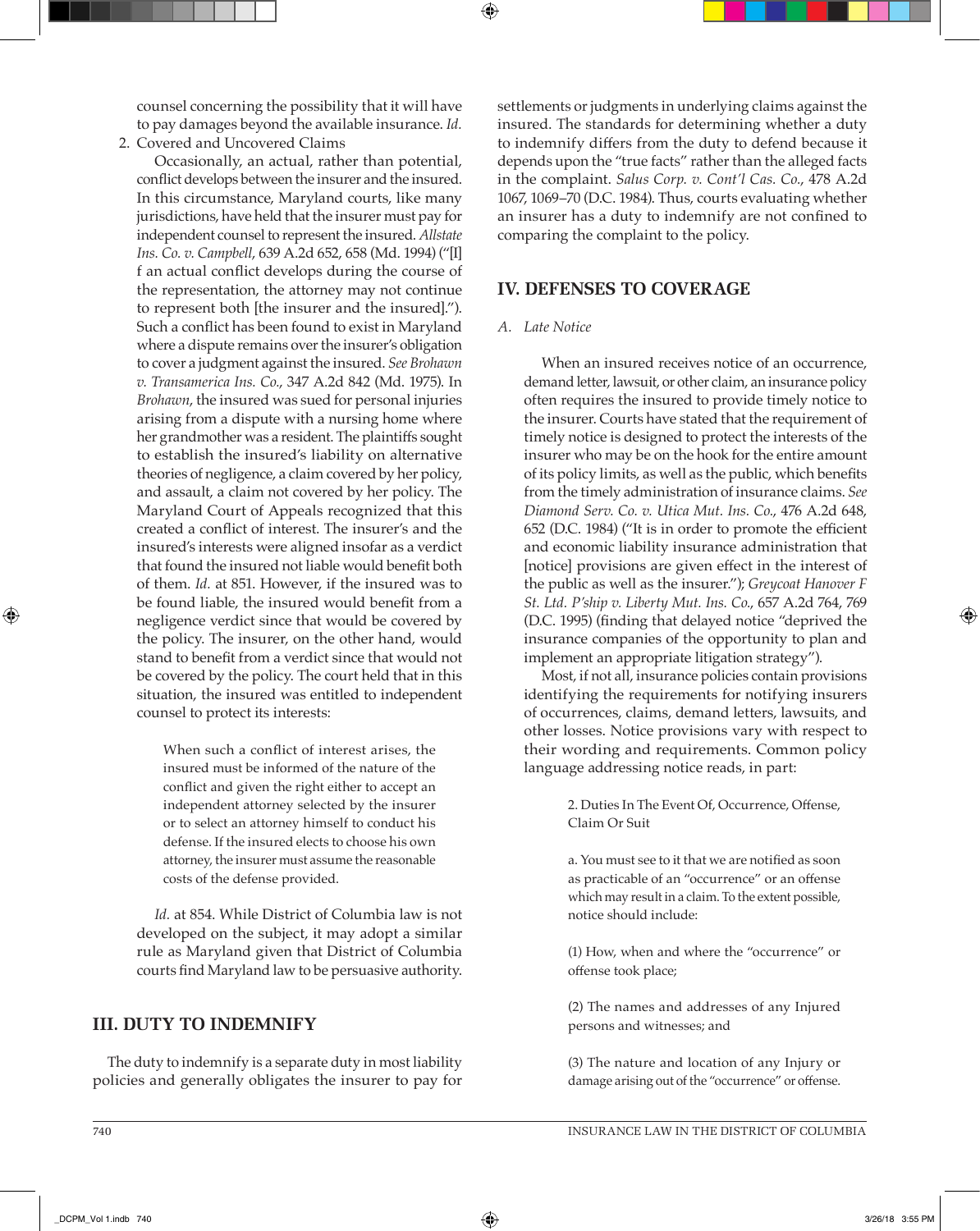counsel concerning the possibility that it will have to pay damages beyond the available insurance. *Id.*

2. Covered and Uncovered Claims

Occasionally, an actual, rather than potential, conflict develops between the insurer and the insured. In this circumstance, Maryland courts, like many jurisdictions, have held that the insurer must pay for independent counsel to represent the insured. *Allstate Ins. Co. v. Campbell*, 639 A.2d 652, 658 (Md. 1994) ("[I]f an actual conflict develops during the course of the representation, the attorney may not continue to represent both [the insurer and the insured]."). Such a conflict has been found to exist in Maryland where a dispute remains over the insurer's obligation to cover a judgment against the insured. *See Brohawn v. Transamerica Ins. Co.*, 347 A.2d 842 (Md. 1975). In *Brohawn*, the insured was sued for personal injuries arising from a dispute with a nursing home where her grandmother was a resident. The plaintiffs sought to establish the insured's liability on alternative theories of negligence, a claim covered by her policy, and assault, a claim not covered by her policy. The Maryland Court of Appeals recognized that this created a conflict of interest. The insurer's and the insured's interests were aligned insofar as a verdict that found the insured not liable would benefit both of them. *Id.* at 851. However, if the insured was to be found liable, the insured would benefit from a negligence verdict since that would be covered by the policy. The insurer, on the other hand, would stand to benefit from a verdict since that would not be covered by the policy. The court held that in this situation, the insured was entitled to independent counsel to protect its interests:

> When such a conflict of interest arises, the insured must be informed of the nature of the conflict and given the right either to accept an independent attorney selected by the insurer or to select an attorney himself to conduct his defense. If the insured elects to choose his own attorney, the insurer must assume the reasonable costs of the defense provided.

*Id.* at 854. While District of Columbia law is not developed on the subject, it may adopt a similar rule as Maryland given that District of Columbia courts find Maryland law to be persuasive authority.

## III. DUTY TO INDEMNIFY

The duty to indemnify is a separate duty in most liability policies and generally obligates the insurer to pay for settlements or judgments in underlying claims against the insured. The standards for determining whether a duty to indemnify differs from the duty to defend because it depends upon the "true facts" rather than the alleged facts in the complaint. *Salus Corp. v. Cont'l Cas. Co.*, 478 A.2d 1067, 1069–70 (D.C. 1984). Thus, courts evaluating whether an insurer has a duty to indemnify are not confined to comparing the complaint to the policy.

## IV. DEFENSES TO COVERAGE

### A. Late Notice

When an insured receives notice of an occurrence, demand letter, lawsuit, or other claim, an insurance policy often requires the insured to provide timely notice to the insurer. Courts have stated that the requirement of timely notice is designed to protect the interests of the insurer who may be on the hook for the entire amount of its policy limits, as well as the public, which benefits from the timely administration of insurance claims. *See Diamond Serv. Co. v. Utica Mut. Ins. Co.*, 476 A.2d 648, 652 (D.C. 1984) ("It is in order to promote the efficient and economic liability insurance administration that [notice] provisions are given effect in the interest of the public as well as the insurer."); *Greycoat Hanover F St. Ltd. P'ship v. Liberty Mut. Ins. Co.*, 657 A.2d 764, 769 (D.C. 1995) (finding that delayed notice "deprived the insurance companies of the opportunity to plan and implement an appropriate litigation strategy").

Most, if not all, insurance policies contain provisions identifying the requirements for notifying insurers of occurrences, claims, demand letters, lawsuits, and other losses. Notice provisions vary with respect to their wording and requirements. Common policy language addressing notice reads, in part:

> 2. Duties In The Event Of, Occurrence, Offense, Claim Or Suit
>
> a. You must see to it that we are notified as soon as practicable of an "occurrence" or an offense which may result in a claim. To the extent possible, notice should include:
>
> (1) How, when and where the "occurrence" or offense took place;
>
> (2) The names and addresses of any Injured persons and witnesses; and
>
> (3) The nature and location of any Injury or damage arising out of the "occurrence" or offense.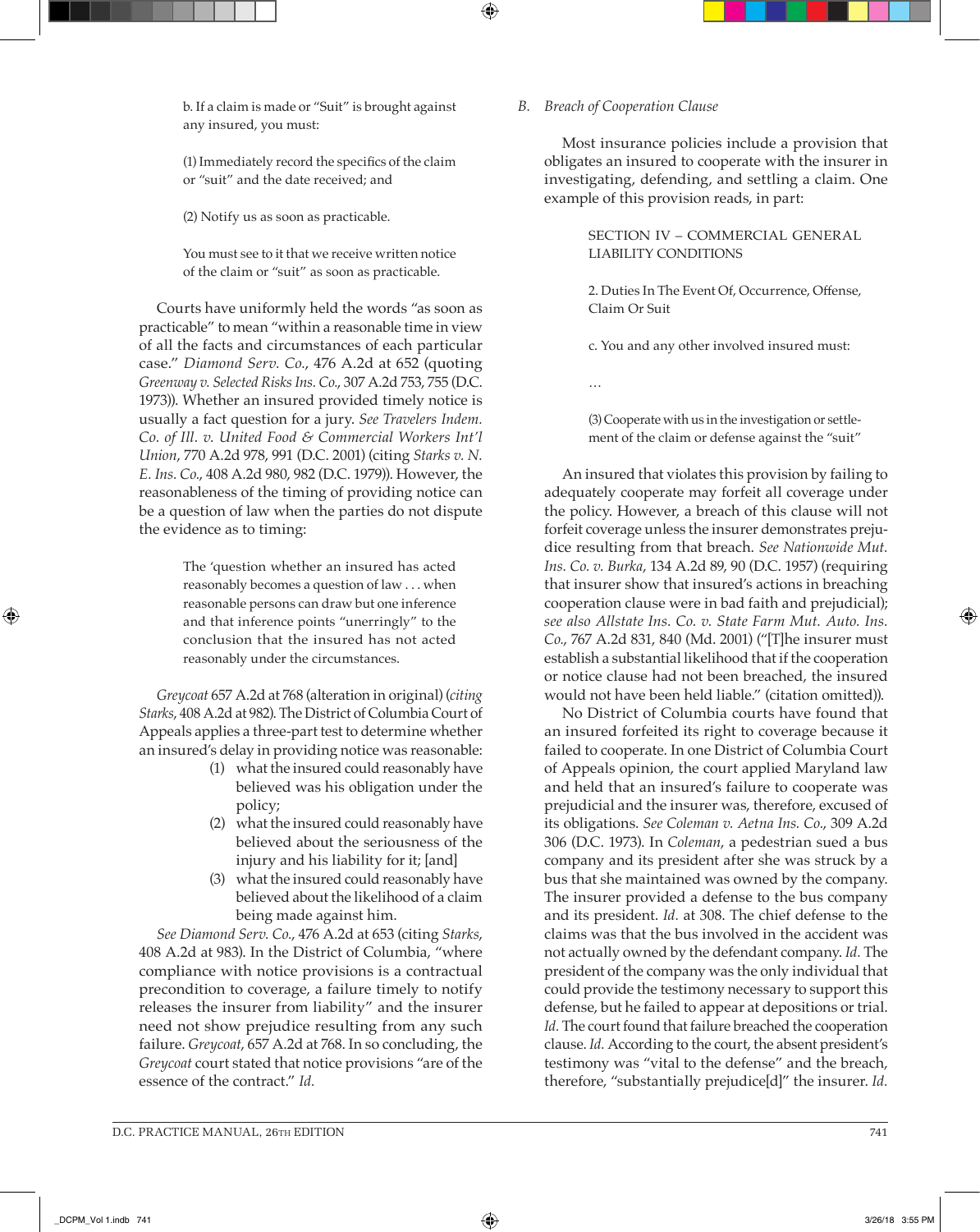> b. If a claim is made or "Suit" is brought against any insured, you must:
>
> (1) Immediately record the specifics of the claim or "suit" and the date received; and
>
> (2) Notify us as soon as practicable.
>
> You must see to it that we receive written notice of the claim or "suit" as soon as practicable.

Courts have uniformly held the words "as soon as practicable" to mean "within a reasonable time in view of all the facts and circumstances of each particular case." *Diamond Serv. Co.*, 476 A.2d at 652 (quoting *Greenway v. Selected Risks Ins. Co.*, 307 A.2d 753, 755 (D.C. 1973)). Whether an insured provided timely notice is usually a fact question for a jury. *See Travelers Indem. Co. of Ill. v. United Food & Commercial Workers Int'l Union*, 770 A.2d 978, 991 (D.C. 2001) (citing *Starks v. N. E. Ins. Co.*, 408 A.2d 980, 982 (D.C. 1979)). However, the reasonableness of the timing of providing notice can be a question of law when the parties do not dispute the evidence as to timing:

> The 'question whether an insured has acted reasonably becomes a question of law . . . when reasonable persons can draw but one inference and that inference points "unerringly" to the conclusion that the insured has not acted reasonably under the circumstances.

*Greycoat* 657 A.2d at 768 (alteration in original) (*citing Starks*, 408 A.2d at 982). The District of Columbia Court of Appeals applies a three-part test to determine whether an insured's delay in providing notice was reasonable:

(1) what the insured could reasonably have believed was his obligation under the policy;
(2) what the insured could reasonably have believed about the seriousness of the injury and his liability for it; [and]
(3) what the insured could reasonably have believed about the likelihood of a claim being made against him.

*See Diamond Serv. Co.*, 476 A.2d at 653 (citing *Starks*, 408 A.2d at 983). In the District of Columbia, "where compliance with notice provisions is a contractual precondition to coverage, a failure timely to notify releases the insurer from liability" and the insurer need not show prejudice resulting from any such failure. *Greycoat*, 657 A.2d at 768. In so concluding, the *Greycoat* court stated that notice provisions "are of the essence of the contract." *Id.*

## B. *Breach of Cooperation Clause*

Most insurance policies include a provision that obligates an insured to cooperate with the insurer in investigating, defending, and settling a claim. One example of this provision reads, in part:

> SECTION IV – COMMERCIAL GENERAL LIABILITY CONDITIONS
>
> 2. Duties In The Event Of, Occurrence, Offense, Claim Or Suit
>
> c. You and any other involved insured must:
>
> …
>
> (3) Cooperate with us in the investigation or settlement of the claim or defense against the "suit"

An insured that violates this provision by failing to adequately cooperate may forfeit all coverage under the policy. However, a breach of this clause will not forfeit coverage unless the insurer demonstrates prejudice resulting from that breach. *See Nationwide Mut. Ins. Co. v. Burka*, 134 A.2d 89, 90 (D.C. 1957) (requiring that insurer show that insured's actions in breaching cooperation clause were in bad faith and prejudicial); *see also Allstate Ins. Co. v. State Farm Mut. Auto. Ins. Co.*, 767 A.2d 831, 840 (Md. 2001) ("[T]he insurer must establish a substantial likelihood that if the cooperation or notice clause had not been breached, the insured would not have been held liable." (citation omitted)).

No District of Columbia courts have found that an insured forfeited its right to coverage because it failed to cooperate. In one District of Columbia Court of Appeals opinion, the court applied Maryland law and held that an insured's failure to cooperate was prejudicial and the insurer was, therefore, excused of its obligations. *See Coleman v. Aetna Ins. Co.*, 309 A.2d 306 (D.C. 1973). In *Coleman*, a pedestrian sued a bus company and its president after she was struck by a bus that she maintained was owned by the company. The insurer provided a defense to the bus company and its president. *Id.* at 308. The chief defense to the claims was that the bus involved in the accident was not actually owned by the defendant company. *Id.* The president of the company was the only individual that could provide the testimony necessary to support this defense, but he failed to appear at depositions or trial. *Id.* The court found that failure breached the cooperation clause. *Id.* According to the court, the absent president's testimony was "vital to the defense" and the breach, therefore, "substantially prejudice[d]" the insurer. *Id.*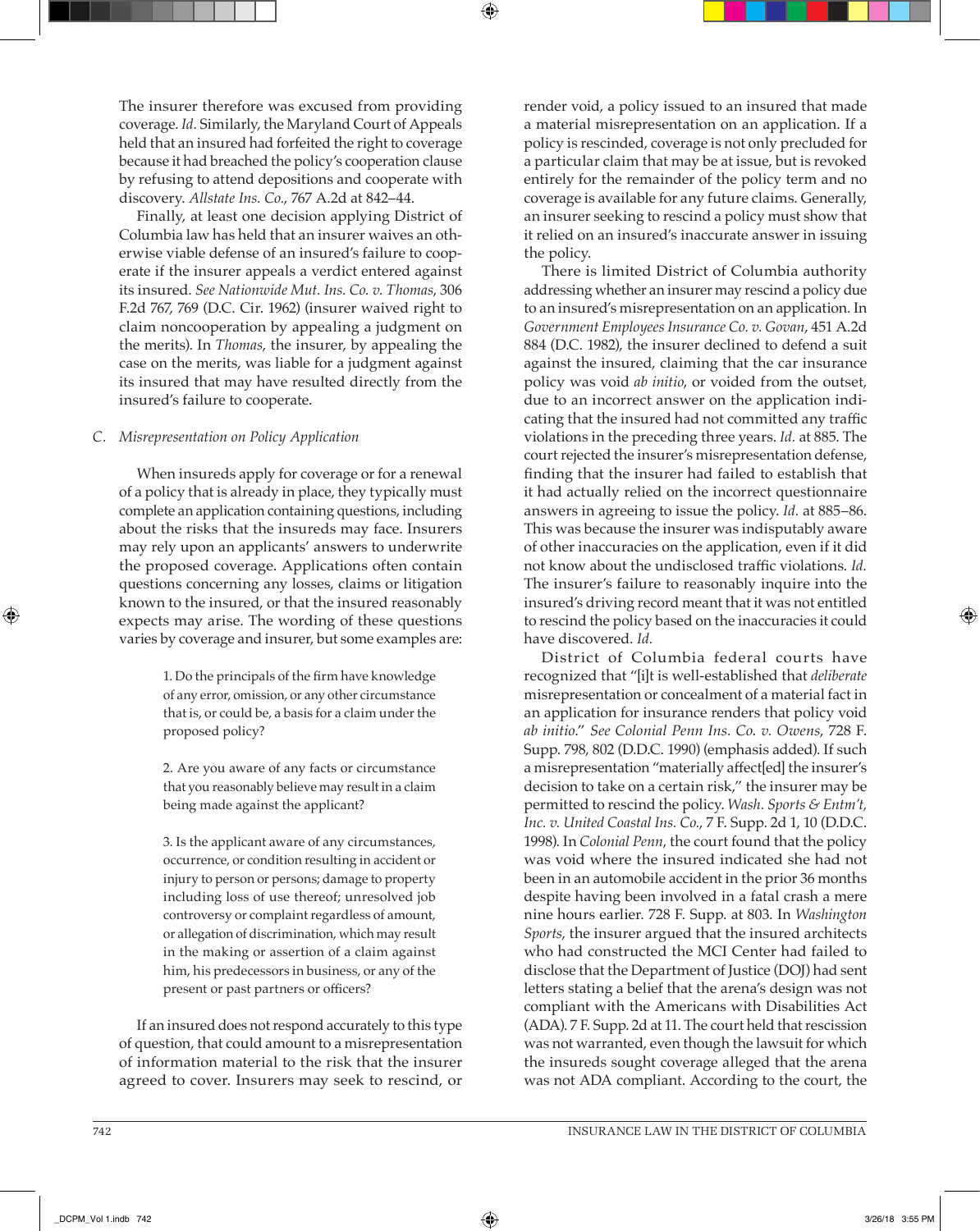The insurer therefore was excused from providing coverage. *Id.* Similarly, the Maryland Court of Appeals held that an insured had forfeited the right to coverage because it had breached the policy's cooperation clause by refusing to attend depositions and cooperate with discovery. *Allstate Ins. Co.*, 767 A.2d at 842–44.

Finally, at least one decision applying District of Columbia law has held that an insurer waives an otherwise viable defense of an insured's failure to cooperate if the insurer appeals a verdict entered against its insured. *See Nationwide Mut. Ins. Co. v. Thomas*, 306 F.2d 767, 769 (D.C. Cir. 1962) (insurer waived right to claim noncooperation by appealing a judgment on the merits). In *Thomas*, the insurer, by appealing the case on the merits, was liable for a judgment against its insured that may have resulted directly from the insured's failure to cooperate.

### C. *Misrepresentation on Policy Application*

When insureds apply for coverage or for a renewal of a policy that is already in place, they typically must complete an application containing questions, including about the risks that the insureds may face. Insurers may rely upon an applicants' answers to underwrite the proposed coverage. Applications often contain questions concerning any losses, claims or litigation known to the insured, or that the insured reasonably expects may arise. The wording of these questions varies by coverage and insurer, but some examples are:

> 1. Do the principals of the firm have knowledge of any error, omission, or any other circumstance that is, or could be, a basis for a claim under the proposed policy?
>
> 2. Are you aware of any facts or circumstance that you reasonably believe may result in a claim being made against the applicant?
>
> 3. Is the applicant aware of any circumstances, occurrence, or condition resulting in accident or injury to person or persons; damage to property including loss of use thereof; unresolved job controversy or complaint regardless of amount, or allegation of discrimination, which may result in the making or assertion of a claim against him, his predecessors in business, or any of the present or past partners or officers?

If an insured does not respond accurately to this type of question, that could amount to a misrepresentation of information material to the risk that the insurer agreed to cover. Insurers may seek to rescind, or render void, a policy issued to an insured that made a material misrepresentation on an application. If a policy is rescinded, coverage is not only precluded for a particular claim that may be at issue, but is revoked entirely for the remainder of the policy term and no coverage is available for any future claims. Generally, an insurer seeking to rescind a policy must show that it relied on an insured's inaccurate answer in issuing the policy.

There is limited District of Columbia authority addressing whether an insurer may rescind a policy due to an insured's misrepresentation on an application. In *Government Employees Insurance Co. v. Govan*, 451 A.2d 884 (D.C. 1982), the insurer declined to defend a suit against the insured, claiming that the car insurance policy was void *ab initio*, or voided from the outset, due to an incorrect answer on the application indicating that the insured had not committed any traffic violations in the preceding three years. *Id.* at 885. The court rejected the insurer's misrepresentation defense, finding that the insurer had failed to establish that it had actually relied on the incorrect questionnaire answers in agreeing to issue the policy. *Id.* at 885–86. This was because the insurer was indisputably aware of other inaccuracies on the application, even if it did not know about the undisclosed traffic violations. *Id.* The insurer's failure to reasonably inquire into the insured's driving record meant that it was not entitled to rescind the policy based on the inaccuracies it could have discovered. *Id.*

District of Columbia federal courts have recognized that "[i]t is well-established that *deliberate* misrepresentation or concealment of a material fact in an application for insurance renders that policy void *ab initio*." *See Colonial Penn Ins. Co. v. Owens*, 728 F. Supp. 798, 802 (D.D.C. 1990) (emphasis added). If such a misrepresentation "materially affect[ed] the insurer's decision to take on a certain risk," the insurer may be permitted to rescind the policy. *Wash. Sports & Entm't, Inc. v. United Coastal Ins. Co.*, 7 F. Supp. 2d 1, 10 (D.D.C. 1998). In *Colonial Penn*, the court found that the policy was void where the insured indicated she had not been in an automobile accident in the prior 36 months despite having been involved in a fatal crash a mere nine hours earlier. 728 F. Supp. at 803. In *Washington Sports*, the insurer argued that the insured architects who had constructed the MCI Center had failed to disclose that the Department of Justice (DOJ) had sent letters stating a belief that the arena's design was not compliant with the Americans with Disabilities Act (ADA). 7 F. Supp. 2d at 11. The court held that rescission was not warranted, even though the lawsuit for which the insureds sought coverage alleged that the arena was not ADA compliant. According to the court, the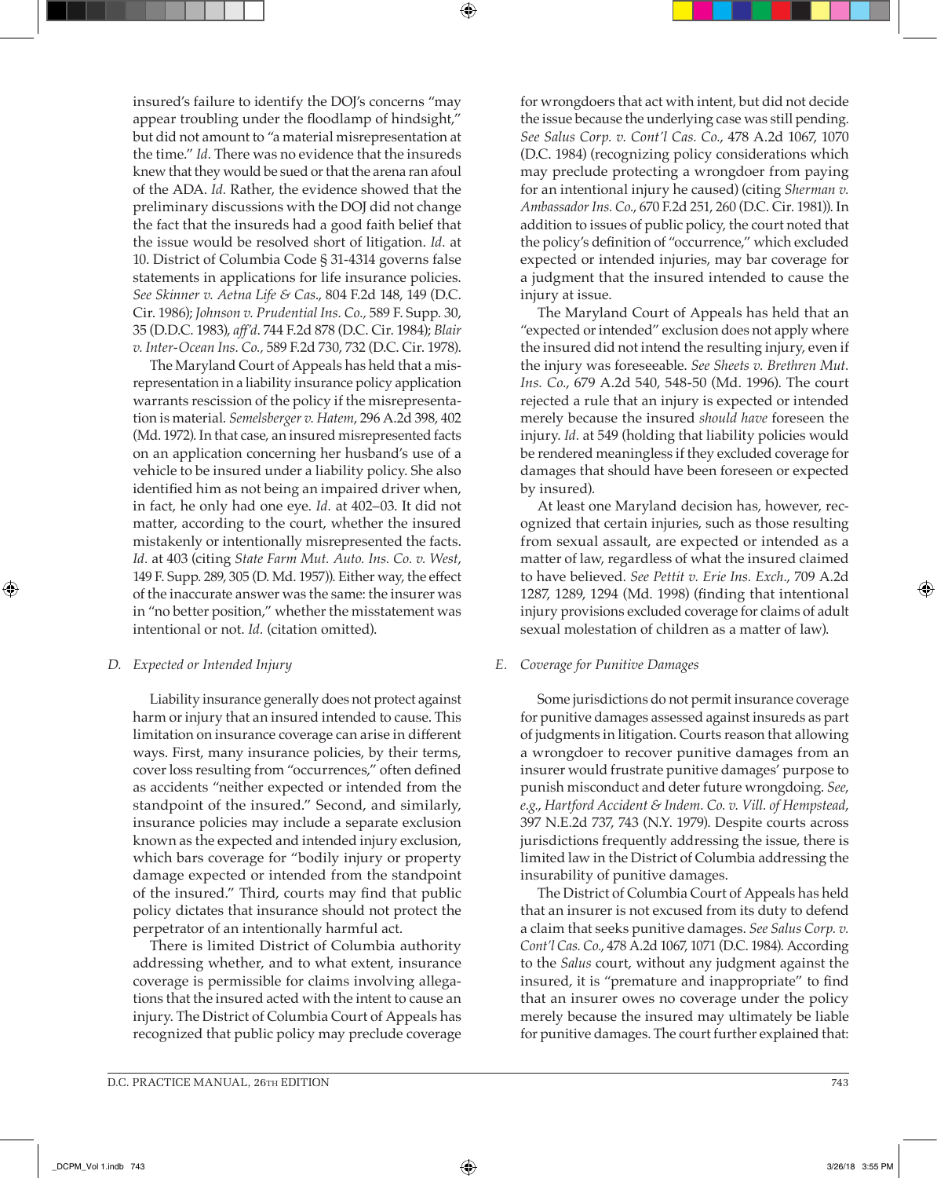insured's failure to identify the DOJ's concerns "may appear troubling under the floodlamp of hindsight," but did not amount to "a material misrepresentation at the time." *Id.* There was no evidence that the insureds knew that they would be sued or that the arena ran afoul of the ADA. *Id.* Rather, the evidence showed that the preliminary discussions with the DOJ did not change the fact that the insureds had a good faith belief that the issue would be resolved short of litigation. *Id.* at 10. District of Columbia Code § 31-4314 governs false statements in applications for life insurance policies. *See Skinner v. Aetna Life & Cas*., 804 F.2d 148, 149 (D.C. Cir. 1986); *Johnson v. Prudential Ins. Co.*, 589 F. Supp. 30, 35 (D.D.C. 1983), *aff'd*. 744 F.2d 878 (D.C. Cir. 1984); *Blair v. Inter-Ocean Ins. Co.*, 589 F.2d 730, 732 (D.C. Cir. 1978).

The Maryland Court of Appeals has held that a misrepresentation in a liability insurance policy application warrants rescission of the policy if the misrepresentation is material. *Semelsberger v. Hatem*, 296 A.2d 398, 402 (Md. 1972). In that case, an insured misrepresented facts on an application concerning her husband's use of a vehicle to be insured under a liability policy. She also identified him as not being an impaired driver when, in fact, he only had one eye. *Id.* at 402–03. It did not matter, according to the court, whether the insured mistakenly or intentionally misrepresented the facts. *Id.* at 403 (citing *State Farm Mut. Auto. Ins. Co. v. West*, 149 F. Supp. 289, 305 (D. Md. 1957)). Either way, the effect of the inaccurate answer was the same: the insurer was in "no better position," whether the misstatement was intentional or not. *Id.* (citation omitted).

### D. *Expected or Intended Injury*

Liability insurance generally does not protect against harm or injury that an insured intended to cause. This limitation on insurance coverage can arise in different ways. First, many insurance policies, by their terms, cover loss resulting from "occurrences," often defined as accidents "neither expected or intended from the standpoint of the insured." Second, and similarly, insurance policies may include a separate exclusion known as the expected and intended injury exclusion, which bars coverage for "bodily injury or property damage expected or intended from the standpoint of the insured." Third, courts may find that public policy dictates that insurance should not protect the perpetrator of an intentionally harmful act.

There is limited District of Columbia authority addressing whether, and to what extent, insurance coverage is permissible for claims involving allegations that the insured acted with the intent to cause an injury. The District of Columbia Court of Appeals has recognized that public policy may preclude coverage for wrongdoers that act with intent, but did not decide the issue because the underlying case was still pending. *See Salus Corp. v. Cont'l Cas. Co.*, 478 A.2d 1067, 1070 (D.C. 1984) (recognizing policy considerations which may preclude protecting a wrongdoer from paying for an intentional injury he caused) (citing *Sherman v. Ambassador Ins. Co.*, 670 F.2d 251, 260 (D.C. Cir. 1981)). In addition to issues of public policy, the court noted that the policy's definition of "occurrence," which excluded expected or intended injuries, may bar coverage for a judgment that the insured intended to cause the injury at issue.

The Maryland Court of Appeals has held that an "expected or intended" exclusion does not apply where the insured did not intend the resulting injury, even if the injury was foreseeable. *See Sheets v. Brethren Mut. Ins. Co.*, 679 A.2d 540, 548-50 (Md. 1996). The court rejected a rule that an injury is expected or intended merely because the insured *should have* foreseen the injury. *Id.* at 549 (holding that liability policies would be rendered meaningless if they excluded coverage for damages that should have been foreseen or expected by insured).

At least one Maryland decision has, however, recognized that certain injuries, such as those resulting from sexual assault, are expected or intended as a matter of law, regardless of what the insured claimed to have believed. *See Pettit v. Erie Ins. Exch*., 709 A.2d 1287, 1289, 1294 (Md. 1998) (finding that intentional injury provisions excluded coverage for claims of adult sexual molestation of children as a matter of law).

### E. *Coverage for Punitive Damages*

Some jurisdictions do not permit insurance coverage for punitive damages assessed against insureds as part of judgments in litigation. Courts reason that allowing a wrongdoer to recover punitive damages from an insurer would frustrate punitive damages' purpose to punish misconduct and deter future wrongdoing. *See, e.g.*, *Hartford Accident & Indem. Co. v. Vill. of Hempstead*, 397 N.E.2d 737, 743 (N.Y. 1979). Despite courts across jurisdictions frequently addressing the issue, there is limited law in the District of Columbia addressing the insurability of punitive damages.

The District of Columbia Court of Appeals has held that an insurer is not excused from its duty to defend a claim that seeks punitive damages. *See Salus Corp. v. Cont'l Cas. Co.*, 478 A.2d 1067, 1071 (D.C. 1984). According to the *Salus* court, without any judgment against the insured, it is "premature and inappropriate" to find that an insurer owes no coverage under the policy merely because the insured may ultimately be liable for punitive damages. The court further explained that: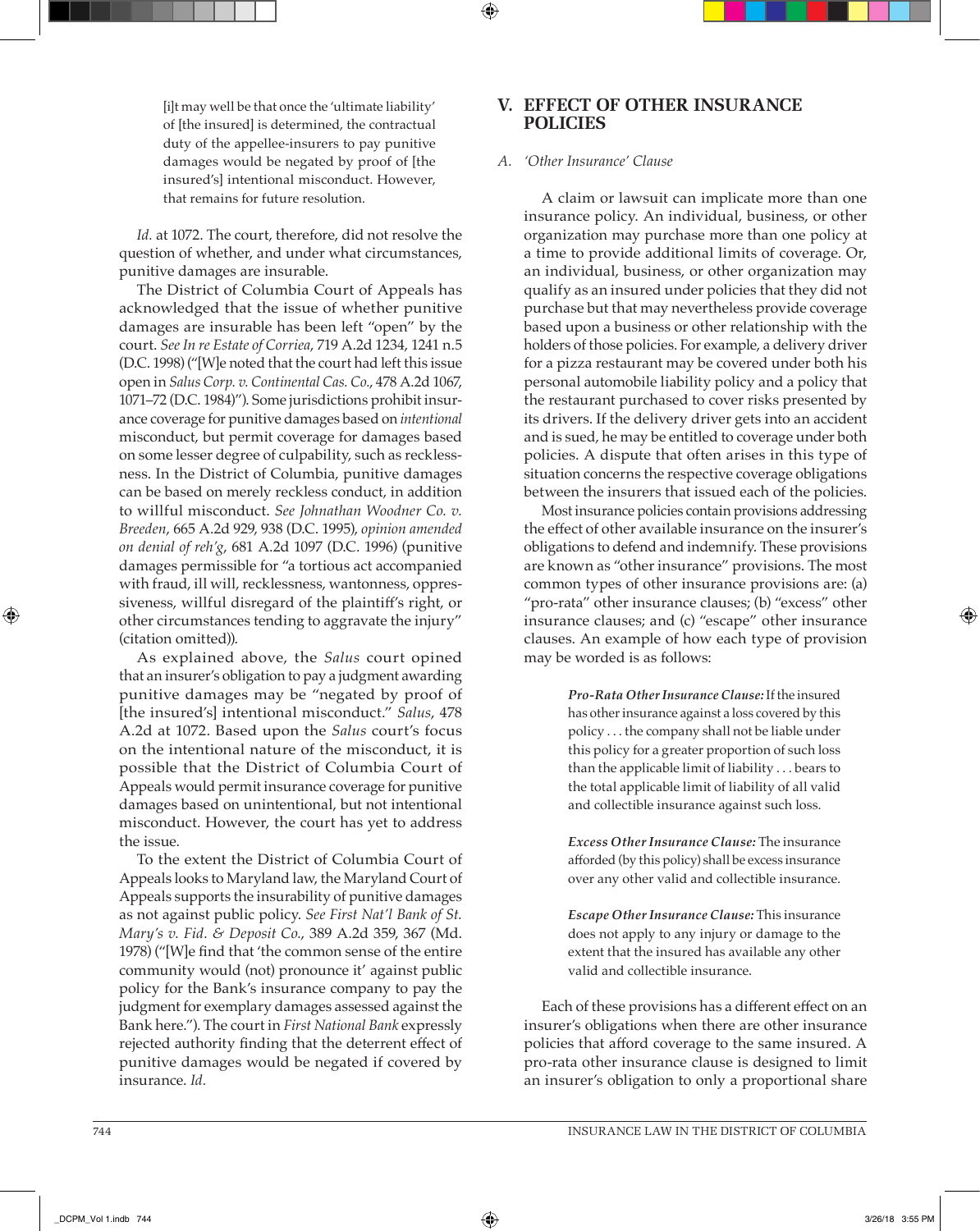> [i]t may well be that once the 'ultimate liability' of [the insured] is determined, the contractual duty of the appellee-insurers to pay punitive damages would be negated by proof of [the insured's] intentional misconduct. However, that remains for future resolution.

*Id.* at 1072. The court, therefore, did not resolve the question of whether, and under what circumstances, punitive damages are insurable.

The District of Columbia Court of Appeals has acknowledged that the issue of whether punitive damages are insurable has been left "open" by the court. *See In re Estate of Corriea*, 719 A.2d 1234, 1241 n.5 (D.C. 1998) ("[W]e noted that the court had left this issue open in *Salus Corp. v. Continental Cas. Co.*, 478 A.2d 1067, 1071–72 (D.C. 1984)"). Some jurisdictions prohibit insurance coverage for punitive damages based on *intentional* misconduct, but permit coverage for damages based on some lesser degree of culpability, such as recklessness. In the District of Columbia, punitive damages can be based on merely reckless conduct, in addition to willful misconduct. *See Johnathan Woodner Co. v. Breeden*, 665 A.2d 929, 938 (D.C. 1995), *opinion amended on denial of reh'g*, 681 A.2d 1097 (D.C. 1996) (punitive damages permissible for "a tortious act accompanied with fraud, ill will, recklessness, wantonness, oppressiveness, willful disregard of the plaintiff's right, or other circumstances tending to aggravate the injury" (citation omitted)).

As explained above, the *Salus* court opined that an insurer's obligation to pay a judgment awarding punitive damages may be "negated by proof of [the insured's] intentional misconduct." *Salus*, 478 A.2d at 1072. Based upon the *Salus* court's focus on the intentional nature of the misconduct, it is possible that the District of Columbia Court of Appeals would permit insurance coverage for punitive damages based on unintentional, but not intentional misconduct. However, the court has yet to address the issue.

To the extent the District of Columbia Court of Appeals looks to Maryland law, the Maryland Court of Appeals supports the insurability of punitive damages as not against public policy. *See First Nat'l Bank of St. Mary's v. Fid. & Deposit Co.*, 389 A.2d 359, 367 (Md. 1978) ("[W]e find that 'the common sense of the entire community would (not) pronounce it' against public policy for the Bank's insurance company to pay the judgment for exemplary damages assessed against the Bank here."). The court in *First National Bank* expressly rejected authority finding that the deterrent effect of punitive damages would be negated if covered by insurance. *Id.*

## V. EFFECT OF OTHER INSURANCE POLICIES

### *A. 'Other Insurance' Clause*

A claim or lawsuit can implicate more than one insurance policy. An individual, business, or other organization may purchase more than one policy at a time to provide additional limits of coverage. Or, an individual, business, or other organization may qualify as an insured under policies that they did not purchase but that may nevertheless provide coverage based upon a business or other relationship with the holders of those policies. For example, a delivery driver for a pizza restaurant may be covered under both his personal automobile liability policy and a policy that the restaurant purchased to cover risks presented by its drivers. If the delivery driver gets into an accident and is sued, he may be entitled to coverage under both policies. A dispute that often arises in this type of situation concerns the respective coverage obligations between the insurers that issued each of the policies.

Most insurance policies contain provisions addressing the effect of other available insurance on the insurer's obligations to defend and indemnify. These provisions are known as "other insurance" provisions. The most common types of other insurance provisions are: (a) "pro-rata" other insurance clauses; (b) "excess" other insurance clauses; and (c) "escape" other insurance clauses. An example of how each type of provision may be worded is as follows:

> ***Pro-Rata Other Insurance Clause:*** If the insured has other insurance against a loss covered by this policy . . . the company shall not be liable under this policy for a greater proportion of such loss than the applicable limit of liability . . . bears to the total applicable limit of liability of all valid and collectible insurance against such loss.
>
> ***Excess Other Insurance Clause:*** The insurance afforded (by this policy) shall be excess insurance over any other valid and collectible insurance.
>
> ***Escape Other Insurance Clause:*** This insurance does not apply to any injury or damage to the extent that the insured has available any other valid and collectible insurance.

Each of these provisions has a different effect on an insurer's obligations when there are other insurance policies that afford coverage to the same insured. A pro-rata other insurance clause is designed to limit an insurer's obligation to only a proportional share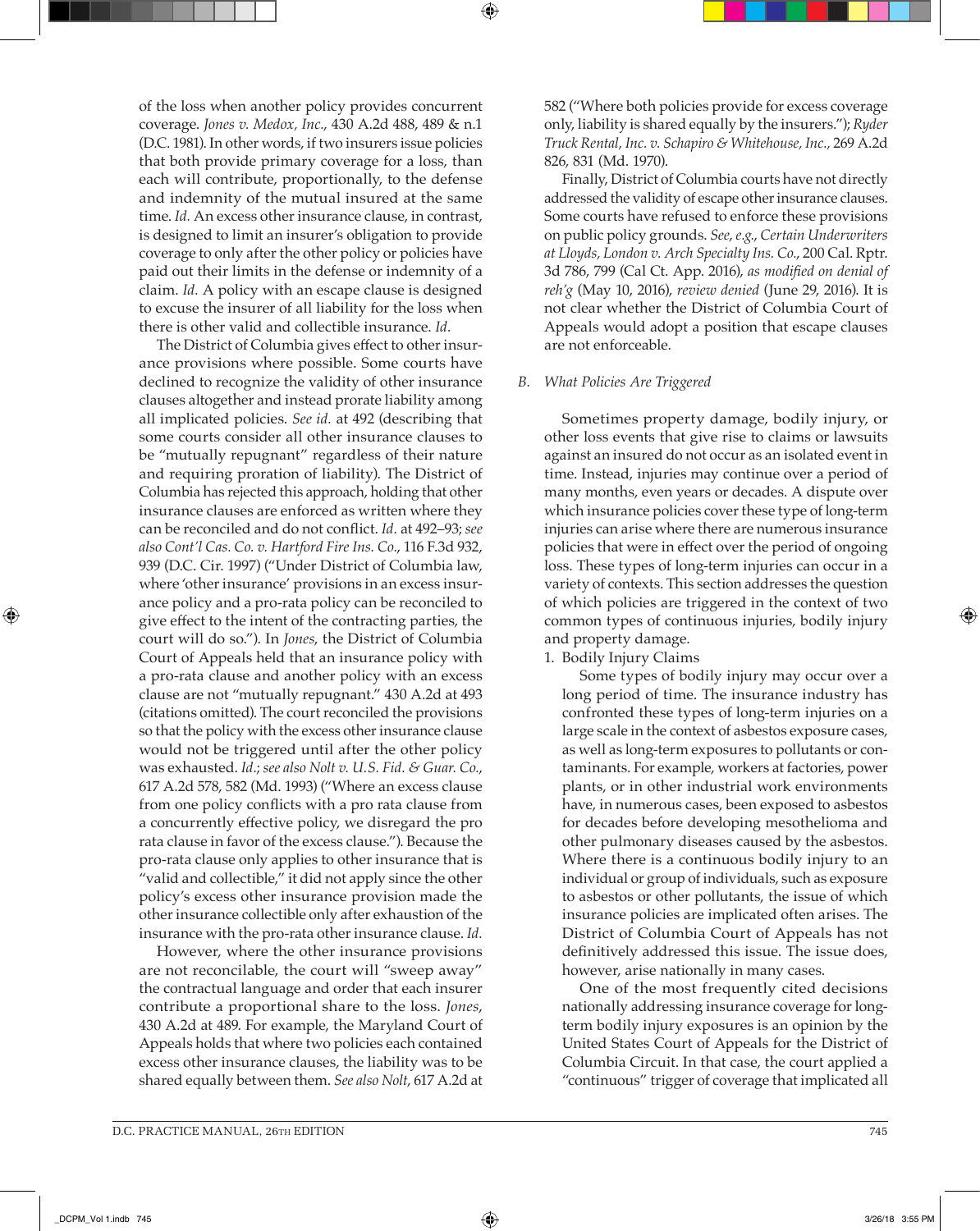of the loss when another policy provides concurrent coverage. *Jones v. Medox, Inc.*, 430 A.2d 488, 489 & n.1 (D.C. 1981). In other words, if two insurers issue policies that both provide primary coverage for a loss, than each will contribute, proportionally, to the defense and indemnity of the mutual insured at the same time. *Id.* An excess other insurance clause, in contrast, is designed to limit an insurer's obligation to provide coverage to only after the other policy or policies have paid out their limits in the defense or indemnity of a claim. *Id.* A policy with an escape clause is designed to excuse the insurer of all liability for the loss when there is other valid and collectible insurance. *Id.*

The District of Columbia gives effect to other insurance provisions where possible. Some courts have declined to recognize the validity of other insurance clauses altogether and instead prorate liability among all implicated policies. *See id.* at 492 (describing that some courts consider all other insurance clauses to be "mutually repugnant" regardless of their nature and requiring proration of liability). The District of Columbia has rejected this approach, holding that other insurance clauses are enforced as written where they can be reconciled and do not conflict. *Id.* at 492–93; *see also Cont'l Cas. Co. v. Hartford Fire Ins. Co.*, 116 F.3d 932, 939 (D.C. Cir. 1997) ("Under District of Columbia law, where 'other insurance' provisions in an excess insurance policy and a pro-rata policy can be reconciled to give effect to the intent of the contracting parties, the court will do so."). In *Jones*, the District of Columbia Court of Appeals held that an insurance policy with a pro-rata clause and another policy with an excess clause are not "mutually repugnant." 430 A.2d at 493 (citations omitted). The court reconciled the provisions so that the policy with the excess other insurance clause would not be triggered until after the other policy was exhausted. *Id.*; *see also Nolt v. U.S. Fid. & Guar. Co.*, 617 A.2d 578, 582 (Md. 1993) ("Where an excess clause from one policy conflicts with a pro rata clause from a concurrently effective policy, we disregard the pro rata clause in favor of the excess clause."). Because the pro-rata clause only applies to other insurance that is "valid and collectible," it did not apply since the other policy's excess other insurance provision made the other insurance collectible only after exhaustion of the insurance with the pro-rata other insurance clause. *Id.*

However, where the other insurance provisions are not reconcilable, the court will "sweep away" the contractual language and order that each insurer contribute a proportional share to the loss. *Jones*, 430 A.2d at 489. For example, the Maryland Court of Appeals holds that where two policies each contained excess other insurance clauses, the liability was to be shared equally between them. *See also Nolt*, 617 A.2d at 582 ("Where both policies provide for excess coverage only, liability is shared equally by the insurers."); *Ryder Truck Rental, Inc. v. Schapiro & Whitehouse, Inc.*, 269 A.2d 826, 831 (Md. 1970).

Finally, District of Columbia courts have not directly addressed the validity of escape other insurance clauses. Some courts have refused to enforce these provisions on public policy grounds. *See, e.g.*, *Certain Underwriters at Lloyds, London v. Arch Specialty Ins. Co.*, 200 Cal. Rptr. 3d 786, 799 (Cal Ct. App. 2016), *as modified on denial of reh'g* (May 10, 2016), *review denied* (June 29, 2016). It is not clear whether the District of Columbia Court of Appeals would adopt a position that escape clauses are not enforceable.

### B. *What Policies Are Triggered*

Sometimes property damage, bodily injury, or other loss events that give rise to claims or lawsuits against an insured do not occur as an isolated event in time. Instead, injuries may continue over a period of many months, even years or decades. A dispute over which insurance policies cover these type of long-term injuries can arise where there are numerous insurance policies that were in effect over the period of ongoing loss. These types of long-term injuries can occur in a variety of contexts. This section addresses the question of which policies are triggered in the context of two common types of continuous injuries, bodily injury and property damage.

1. Bodily Injury Claims

Some types of bodily injury may occur over a long period of time. The insurance industry has confronted these types of long-term injuries on a large scale in the context of asbestos exposure cases, as well as long-term exposures to pollutants or contaminants. For example, workers at factories, power plants, or in other industrial work environments have, in numerous cases, been exposed to asbestos for decades before developing mesothelioma and other pulmonary diseases caused by the asbestos. Where there is a continuous bodily injury to an individual or group of individuals, such as exposure to asbestos or other pollutants, the issue of which insurance policies are implicated often arises. The District of Columbia Court of Appeals has not definitively addressed this issue. The issue does, however, arise nationally in many cases.

One of the most frequently cited decisions nationally addressing insurance coverage for long-term bodily injury exposures is an opinion by the United States Court of Appeals for the District of Columbia Circuit. In that case, the court applied a "continuous" trigger of coverage that implicated all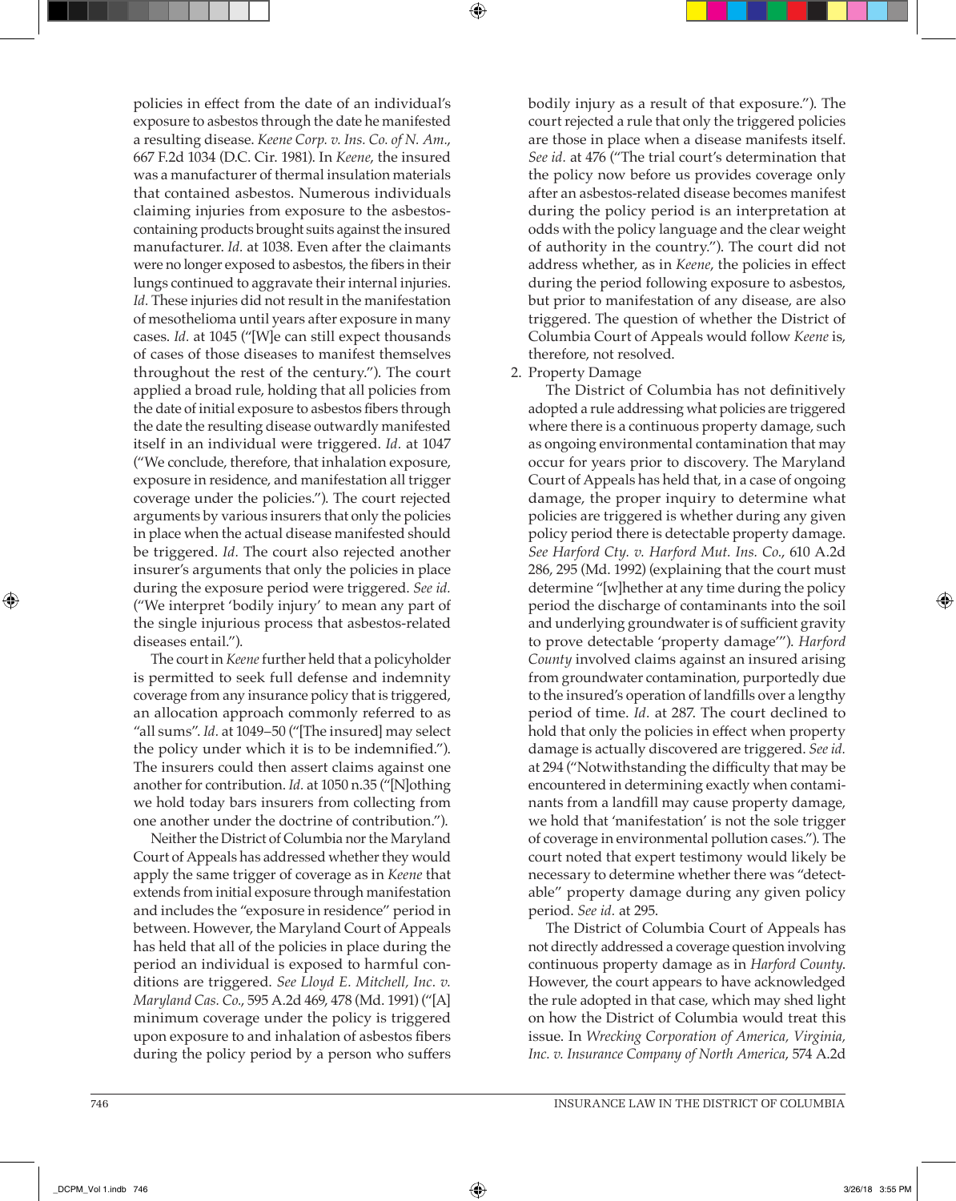policies in effect from the date of an individual's exposure to asbestos through the date he manifested a resulting disease. *Keene Corp. v. Ins. Co. of N. Am.*, 667 F.2d 1034 (D.C. Cir. 1981). In *Keene*, the insured was a manufacturer of thermal insulation materials that contained asbestos. Numerous individuals claiming injuries from exposure to the asbestos-containing products brought suits against the insured manufacturer. *Id.* at 1038. Even after the claimants were no longer exposed to asbestos, the fibers in their lungs continued to aggravate their internal injuries. *Id.* These injuries did not result in the manifestation of mesothelioma until years after exposure in many cases. *Id.* at 1045 ("[W]e can still expect thousands of cases of those diseases to manifest themselves throughout the rest of the century."). The court applied a broad rule, holding that all policies from the date of initial exposure to asbestos fibers through the date the resulting disease outwardly manifested itself in an individual were triggered. *Id.* at 1047 ("We conclude, therefore, that inhalation exposure, exposure in residence, and manifestation all trigger coverage under the policies."). The court rejected arguments by various insurers that only the policies in place when the actual disease manifested should be triggered. *Id.* The court also rejected another insurer's arguments that only the policies in place during the exposure period were triggered. *See id.* ("We interpret 'bodily injury' to mean any part of the single injurious process that asbestos-related diseases entail.").

The court in *Keene* further held that a policyholder is permitted to seek full defense and indemnity coverage from any insurance policy that is triggered, an allocation approach commonly referred to as "all sums". *Id.* at 1049–50 ("[The insured] may select the policy under which it is to be indemnified."). The insurers could then assert claims against one another for contribution. *Id.* at 1050 n.35 ("[N]othing we hold today bars insurers from collecting from one another under the doctrine of contribution.").

Neither the District of Columbia nor the Maryland Court of Appeals has addressed whether they would apply the same trigger of coverage as in *Keene* that extends from initial exposure through manifestation and includes the "exposure in residence" period in between. However, the Maryland Court of Appeals has held that all of the policies in place during the period an individual is exposed to harmful conditions are triggered. *See Lloyd E. Mitchell, Inc. v. Maryland Cas. Co.*, 595 A.2d 469, 478 (Md. 1991) ("[A] minimum coverage under the policy is triggered upon exposure to and inhalation of asbestos fibers during the policy period by a person who suffers bodily injury as a result of that exposure."). The court rejected a rule that only the triggered policies are those in place when a disease manifests itself. *See id.* at 476 ("The trial court's determination that the policy now before us provides coverage only after an asbestos-related disease becomes manifest during the policy period is an interpretation at odds with the policy language and the clear weight of authority in the country."). The court did not address whether, as in *Keene*, the policies in effect during the period following exposure to asbestos, but prior to manifestation of any disease, are also triggered. The question of whether the District of Columbia Court of Appeals would follow *Keene* is, therefore, not resolved.

2. Property Damage

The District of Columbia has not definitively adopted a rule addressing what policies are triggered where there is a continuous property damage, such as ongoing environmental contamination that may occur for years prior to discovery. The Maryland Court of Appeals has held that, in a case of ongoing damage, the proper inquiry to determine what policies are triggered is whether during any given policy period there is detectable property damage. *See Harford Cty. v. Harford Mut. Ins. Co.*, 610 A.2d 286, 295 (Md. 1992) (explaining that the court must determine "[w]hether at any time during the policy period the discharge of contaminants into the soil and underlying groundwater is of sufficient gravity to prove detectable 'property damage'"). *Harford County* involved claims against an insured arising from groundwater contamination, purportedly due to the insured's operation of landfills over a lengthy period of time. *Id.* at 287. The court declined to hold that only the policies in effect when property damage is actually discovered are triggered. *See id.* at 294 ("Notwithstanding the difficulty that may be encountered in determining exactly when contaminants from a landfill may cause property damage, we hold that 'manifestation' is not the sole trigger of coverage in environmental pollution cases."). The court noted that expert testimony would likely be necessary to determine whether there was "detectable" property damage during any given policy period. *See id.* at 295.

The District of Columbia Court of Appeals has not directly addressed a coverage question involving continuous property damage as in *Harford County*. However, the court appears to have acknowledged the rule adopted in that case, which may shed light on how the District of Columbia would treat this issue. In *Wrecking Corporation of America, Virginia, Inc. v. Insurance Company of North America*, 574 A.2d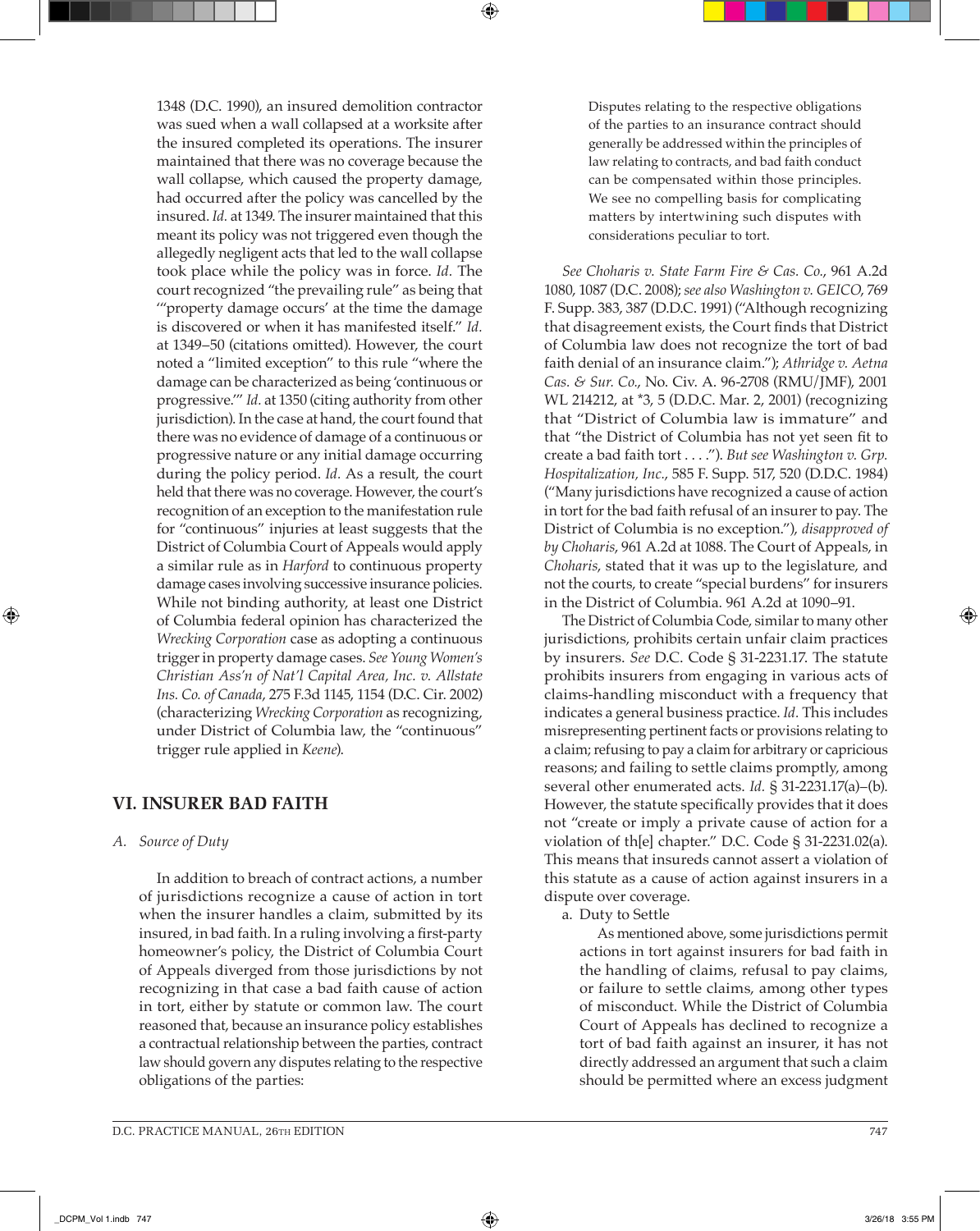1348 (D.C. 1990), an insured demolition contractor was sued when a wall collapsed at a worksite after the insured completed its operations. The insurer maintained that there was no coverage because the wall collapse, which caused the property damage, had occurred after the policy was cancelled by the insured. *Id.* at 1349. The insurer maintained that this meant its policy was not triggered even though the allegedly negligent acts that led to the wall collapse took place while the policy was in force. *Id*. The court recognized "the prevailing rule" as being that "'property damage occurs' at the time the damage is discovered or when it has manifested itself." *Id.* at 1349–50 (citations omitted). However, the court noted a "limited exception" to this rule "where the damage can be characterized as being 'continuous or progressive.'" *Id.* at 1350 (citing authority from other jurisdiction). In the case at hand, the court found that there was no evidence of damage of a continuous or progressive nature or any initial damage occurring during the policy period. *Id.* As a result, the court held that there was no coverage. However, the court's recognition of an exception to the manifestation rule for "continuous" injuries at least suggests that the District of Columbia Court of Appeals would apply a similar rule as in *Harford* to continuous property damage cases involving successive insurance policies. While not binding authority, at least one District of Columbia federal opinion has characterized the *Wrecking Corporation* case as adopting a continuous trigger in property damage cases. *See Young Women's Christian Ass'n of Nat'l Capital Area, Inc. v. Allstate Ins. Co. of Canada*, 275 F.3d 1145, 1154 (D.C. Cir. 2002) (characterizing *Wrecking Corporation* as recognizing, under District of Columbia law, the "continuous" trigger rule applied in *Keene*).

## VI. INSURER BAD FAITH

### A. Source of Duty

In addition to breach of contract actions, a number of jurisdictions recognize a cause of action in tort when the insurer handles a claim, submitted by its insured, in bad faith. In a ruling involving a first-party homeowner's policy, the District of Columbia Court of Appeals diverged from those jurisdictions by not recognizing in that case a bad faith cause of action in tort, either by statute or common law. The court reasoned that, because an insurance policy establishes a contractual relationship between the parties, contract law should govern any disputes relating to the respective obligations of the parties:

> Disputes relating to the respective obligations of the parties to an insurance contract should generally be addressed within the principles of law relating to contracts, and bad faith conduct can be compensated within those principles. We see no compelling basis for complicating matters by intertwining such disputes with considerations peculiar to tort.

*See Choharis v. State Farm Fire & Cas. Co.*, 961 A.2d 1080, 1087 (D.C. 2008); *see also Washington v. GEICO*, 769 F. Supp. 383, 387 (D.D.C. 1991) ("Although recognizing that disagreement exists, the Court finds that District of Columbia law does not recognize the tort of bad faith denial of an insurance claim."); *Athridge v. Aetna Cas. & Sur. Co.*, No. Civ. A. 96-2708 (RMU/JMF), 2001 WL 214212, at *3, 5 (D.D.C. Mar. 2, 2001) (recognizing that "District of Columbia law is immature" and that "the District of Columbia has not yet seen fit to create a bad faith tort . . . ."). *But see Washington v. Grp. Hospitalization, Inc.*, 585 F. Supp. 517, 520 (D.D.C. 1984) ("Many jurisdictions have recognized a cause of action in tort for the bad faith refusal of an insurer to pay. The District of Columbia is no exception."), *disapproved of by Choharis*, 961 A.2d at 1088. The Court of Appeals, in *Choharis*, stated that it was up to the legislature, and not the courts, to create "special burdens" for insurers in the District of Columbia. 961 A.2d at 1090–91.

The District of Columbia Code, similar to many other jurisdictions, prohibits certain unfair claim practices by insurers. *See* D.C. Code § 31-2231.17. The statute prohibits insurers from engaging in various acts of claims-handling misconduct with a frequency that indicates a general business practice. *Id.* This includes misrepresenting pertinent facts or provisions relating to a claim; refusing to pay a claim for arbitrary or capricious reasons; and failing to settle claims promptly, among several other enumerated acts. *Id.* § 31-2231.17(a)–(b). However, the statute specifically provides that it does not "create or imply a private cause of action for a violation of th[e] chapter." D.C. Code § 31-2231.02(a). This means that insureds cannot assert a violation of this statute as a cause of action against insurers in a dispute over coverage.

a. Duty to Settle

As mentioned above, some jurisdictions permit actions in tort against insurers for bad faith in the handling of claims, refusal to pay claims, or failure to settle claims, among other types of misconduct. While the District of Columbia Court of Appeals has declined to recognize a tort of bad faith against an insurer, it has not directly addressed an argument that such a claim should be permitted where an excess judgment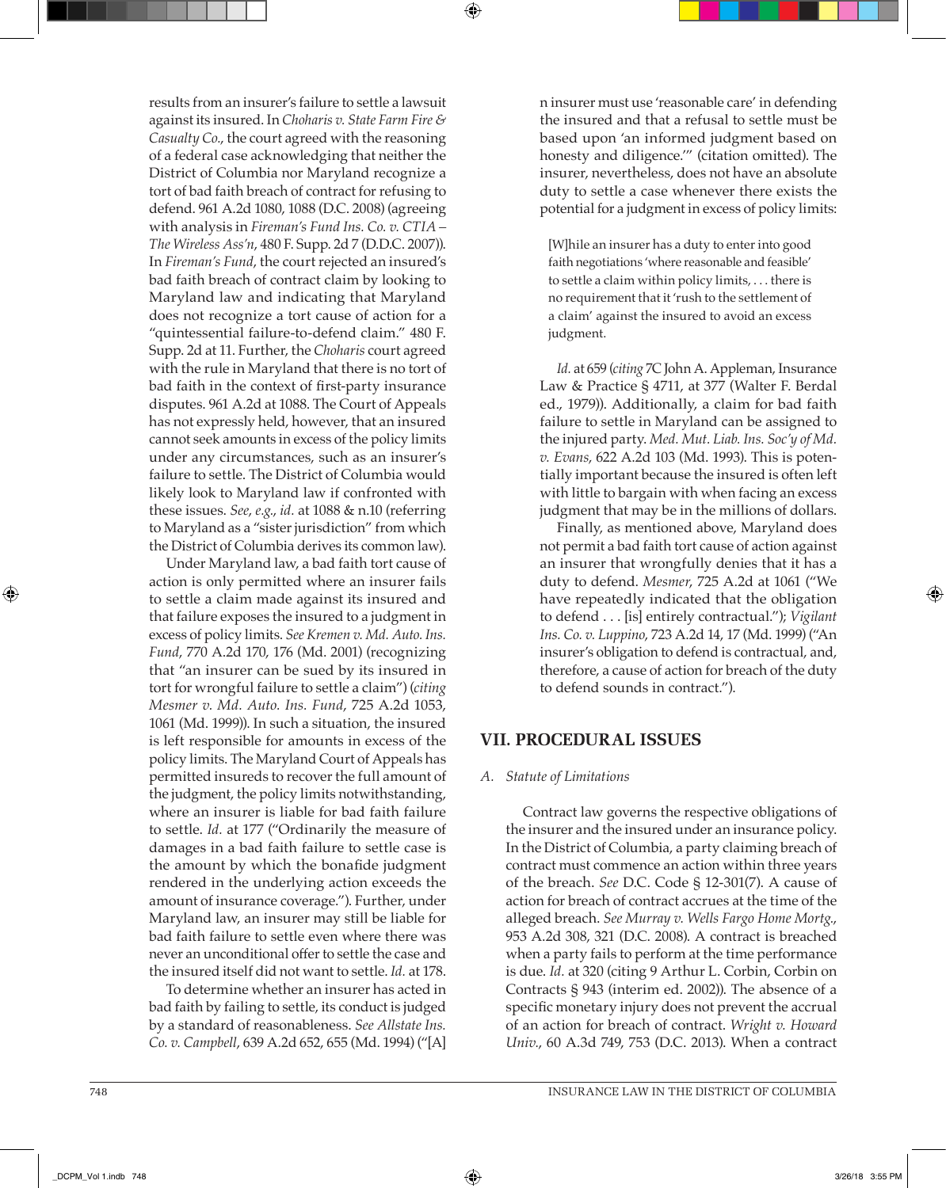results from an insurer's failure to settle a lawsuit against its insured. In *Choharis v. State Farm Fire & Casualty Co.*, the court agreed with the reasoning of a federal case acknowledging that neither the District of Columbia nor Maryland recognize a tort of bad faith breach of contract for refusing to defend. 961 A.2d 1080, 1088 (D.C. 2008) (agreeing with analysis in *Fireman's Fund Ins. Co. v. CTIA – The Wireless Ass'n*, 480 F. Supp. 2d 7 (D.D.C. 2007)). In *Fireman's Fund*, the court rejected an insured's bad faith breach of contract claim by looking to Maryland law and indicating that Maryland does not recognize a tort cause of action for a "quintessential failure-to-defend claim." 480 F. Supp. 2d at 11. Further, the *Choharis* court agreed with the rule in Maryland that there is no tort of bad faith in the context of first-party insurance disputes. 961 A.2d at 1088. The Court of Appeals has not expressly held, however, that an insured cannot seek amounts in excess of the policy limits under any circumstances, such as an insurer's failure to settle. The District of Columbia would likely look to Maryland law if confronted with these issues. *See, e.g., id.* at 1088 & n.10 (referring to Maryland as a "sister jurisdiction" from which the District of Columbia derives its common law).

Under Maryland law, a bad faith tort cause of action is only permitted where an insurer fails to settle a claim made against its insured and that failure exposes the insured to a judgment in excess of policy limits. *See Kremen v. Md. Auto. Ins. Fund*, 770 A.2d 170, 176 (Md. 2001) (recognizing that "an insurer can be sued by its insured in tort for wrongful failure to settle a claim") (*citing Mesmer v. Md. Auto. Ins. Fund*, 725 A.2d 1053, 1061 (Md. 1999)). In such a situation, the insured is left responsible for amounts in excess of the policy limits. The Maryland Court of Appeals has permitted insureds to recover the full amount of the judgment, the policy limits notwithstanding, where an insurer is liable for bad faith failure to settle. *Id.* at 177 ("Ordinarily the measure of damages in a bad faith failure to settle case is the amount by which the bonafide judgment rendered in the underlying action exceeds the amount of insurance coverage."). Further, under Maryland law, an insurer may still be liable for bad faith failure to settle even where there was never an unconditional offer to settle the case and the insured itself did not want to settle. *Id.* at 178.

To determine whether an insurer has acted in bad faith by failing to settle, its conduct is judged by a standard of reasonableness. *See Allstate Ins. Co. v. Campbell*, 639 A.2d 652, 655 (Md. 1994) ("[A]n insurer must use 'reasonable care' in defending the insured and that a refusal to settle must be based upon 'an informed judgment based on honesty and diligence.'" (citation omitted). The insurer, nevertheless, does not have an absolute duty to settle a case whenever there exists the potential for a judgment in excess of policy limits:

> [W]hile an insurer has a duty to enter into good faith negotiations 'where reasonable and feasible' to settle a claim within policy limits, . . . there is no requirement that it 'rush to the settlement of a claim' against the insured to avoid an excess judgment.

*Id.* at 659 (*citing* 7C John A. Appleman, Insurance Law & Practice § 4711, at 377 (Walter F. Berdal ed., 1979)). Additionally, a claim for bad faith failure to settle in Maryland can be assigned to the injured party. *Med. Mut. Liab. Ins. Soc'y of Md. v. Evans*, 622 A.2d 103 (Md. 1993). This is potentially important because the insured is often left with little to bargain with when facing an excess judgment that may be in the millions of dollars.

Finally, as mentioned above, Maryland does not permit a bad faith tort cause of action against an insurer that wrongfully denies that it has a duty to defend. *Mesmer*, 725 A.2d at 1061 ("We have repeatedly indicated that the obligation to defend . . . [is] entirely contractual."); *Vigilant Ins. Co. v. Luppino*, 723 A.2d 14, 17 (Md. 1999) ("An insurer's obligation to defend is contractual, and, therefore, a cause of action for breach of the duty to defend sounds in contract.").

## VII. PROCEDURAL ISSUES

### A. *Statute of Limitations*

Contract law governs the respective obligations of the insurer and the insured under an insurance policy. In the District of Columbia, a party claiming breach of contract must commence an action within three years of the breach. *See* D.C. Code § 12-301(7). A cause of action for breach of contract accrues at the time of the alleged breach. *See Murray v. Wells Fargo Home Mortg.*, 953 A.2d 308, 321 (D.C. 2008). A contract is breached when a party fails to perform at the time performance is due. *Id.* at 320 (citing 9 Arthur L. Corbin, Corbin on Contracts § 943 (interim ed. 2002)). The absence of a specific monetary injury does not prevent the accrual of an action for breach of contract. *Wright v. Howard Univ.*, 60 A.3d 749, 753 (D.C. 2013). When a contract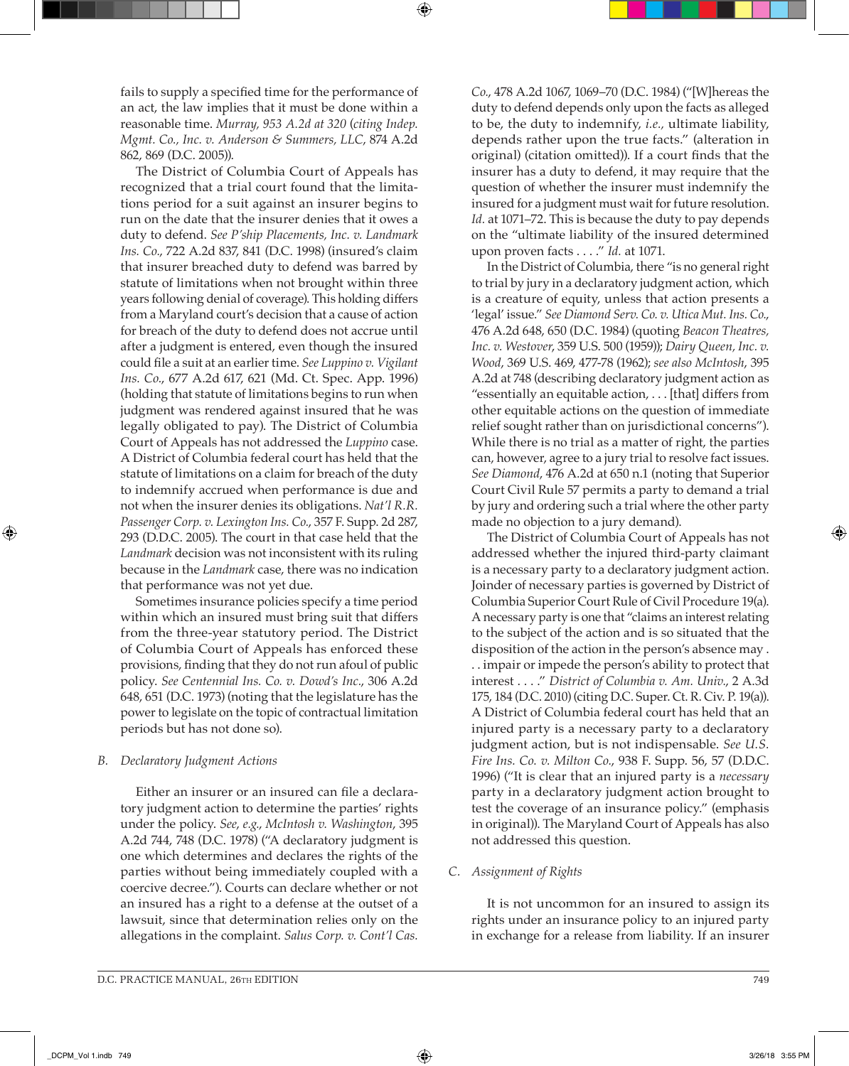fails to supply a specified time for the performance of an act, the law implies that it must be done within a reasonable time. *Murray, 953 A.2d at 320* (*citing Indep. Mgmt. Co., Inc. v. Anderson & Summers, LLC*, 874 A.2d 862, 869 (D.C. 2005)).

The District of Columbia Court of Appeals has recognized that a trial court found that the limitations period for a suit against an insurer begins to run on the date that the insurer denies that it owes a duty to defend. *See P'ship Placements, Inc. v. Landmark Ins. Co.*, 722 A.2d 837, 841 (D.C. 1998) (insured's claim that insurer breached duty to defend was barred by statute of limitations when not brought within three years following denial of coverage). This holding differs from a Maryland court's decision that a cause of action for breach of the duty to defend does not accrue until after a judgment is entered, even though the insured could file a suit at an earlier time. *See Luppino v. Vigilant Ins. Co.*, 677 A.2d 617, 621 (Md. Ct. Spec. App. 1996) (holding that statute of limitations begins to run when judgment was rendered against insured that he was legally obligated to pay). The District of Columbia Court of Appeals has not addressed the *Luppino* case. A District of Columbia federal court has held that the statute of limitations on a claim for breach of the duty to indemnify accrued when performance is due and not when the insurer denies its obligations. *Nat'l R.R. Passenger Corp. v. Lexington Ins. Co.*, 357 F. Supp. 2d 287, 293 (D.D.C. 2005). The court in that case held that the *Landmark* decision was not inconsistent with its ruling because in the *Landmark* case, there was no indication that performance was not yet due.

Sometimes insurance policies specify a time period within which an insured must bring suit that differs from the three-year statutory period. The District of Columbia Court of Appeals has enforced these provisions, finding that they do not run afoul of public policy. *See Centennial Ins. Co. v. Dowd's Inc.*, 306 A.2d 648, 651 (D.C. 1973) (noting that the legislature has the power to legislate on the topic of contractual limitation periods but has not done so).

### *B. Declaratory Judgment Actions*

Either an insurer or an insured can file a declaratory judgment action to determine the parties' rights under the policy. *See, e.g.*, *McIntosh v. Washington*, 395 A.2d 744, 748 (D.C. 1978) ("A declaratory judgment is one which determines and declares the rights of the parties without being immediately coupled with a coercive decree."). Courts can declare whether or not an insured has a right to a defense at the outset of a lawsuit, since that determination relies only on the allegations in the complaint. *Salus Corp. v. Cont'l Cas. Co.*, 478 A.2d 1067, 1069–70 (D.C. 1984) ("[W]hereas the duty to defend depends only upon the facts as alleged to be, the duty to indemnify, *i.e.*, ultimate liability, depends rather upon the true facts." (alteration in original) (citation omitted)). If a court finds that the insurer has a duty to defend, it may require that the question of whether the insurer must indemnify the insured for a judgment must wait for future resolution. *Id.* at 1071–72. This is because the duty to pay depends on the "ultimate liability of the insured determined upon proven facts . . . ." *Id.* at 1071.

In the District of Columbia, there "is no general right to trial by jury in a declaratory judgment action, which is a creature of equity, unless that action presents a 'legal' issue." *See Diamond Serv. Co. v. Utica Mut. Ins. Co.*, 476 A.2d 648, 650 (D.C. 1984) (quoting *Beacon Theatres, Inc. v. Westover*, 359 U.S. 500 (1959)); *Dairy Queen, Inc. v. Wood*, 369 U.S. 469, 477-78 (1962); *see also McIntosh*, 395 A.2d at 748 (describing declaratory judgment action as "essentially an equitable action, . . . [that] differs from other equitable actions on the question of immediate relief sought rather than on jurisdictional concerns"). While there is no trial as a matter of right, the parties can, however, agree to a jury trial to resolve fact issues. *See Diamond*, 476 A.2d at 650 n.1 (noting that Superior Court Civil Rule 57 permits a party to demand a trial by jury and ordering such a trial where the other party made no objection to a jury demand).

The District of Columbia Court of Appeals has not addressed whether the injured third-party claimant is a necessary party to a declaratory judgment action. Joinder of necessary parties is governed by District of Columbia Superior Court Rule of Civil Procedure 19(a). A necessary party is one that "claims an interest relating to the subject of the action and is so situated that the disposition of the action in the person's absence may . . . impair or impede the person's ability to protect that interest . . . ." *District of Columbia v. Am. Univ.*, 2 A.3d 175, 184 (D.C. 2010) (citing D.C. Super. Ct. R. Civ. P. 19(a)). A District of Columbia federal court has held that an injured party is a necessary party to a declaratory judgment action, but is not indispensable. *See U.S. Fire Ins. Co. v. Milton Co.*, 938 F. Supp. 56, 57 (D.D.C. 1996) ("It is clear that an injured party is a *necessary* party in a declaratory judgment action brought to test the coverage of an insurance policy." (emphasis in original)). The Maryland Court of Appeals has also not addressed this question.

### *C. Assignment of Rights*

It is not uncommon for an insured to assign its rights under an insurance policy to an injured party in exchange for a release from liability. If an insurer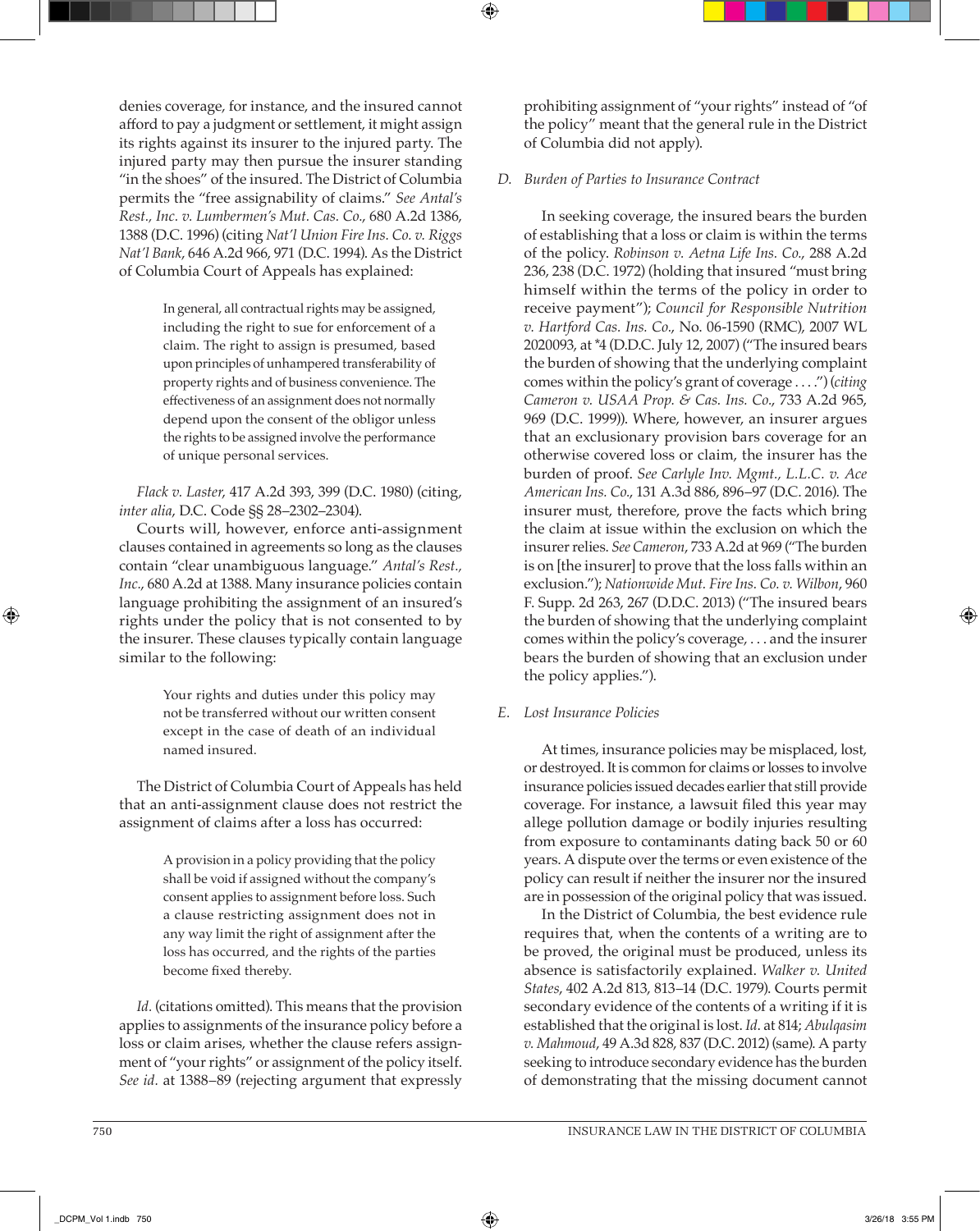denies coverage, for instance, and the insured cannot afford to pay a judgment or settlement, it might assign its rights against its insurer to the injured party. The injured party may then pursue the insurer standing "in the shoes" of the insured. The District of Columbia permits the "free assignability of claims." *See Antal's Rest., Inc. v. Lumbermen's Mut. Cas. Co.*, 680 A.2d 1386, 1388 (D.C. 1996) (citing *Nat'l Union Fire Ins. Co. v. Riggs Nat'l Bank*, 646 A.2d 966, 971 (D.C. 1994). As the District of Columbia Court of Appeals has explained:

> In general, all contractual rights may be assigned, including the right to sue for enforcement of a claim. The right to assign is presumed, based upon principles of unhampered transferability of property rights and of business convenience. The effectiveness of an assignment does not normally depend upon the consent of the obligor unless the rights to be assigned involve the performance of unique personal services.

*Flack v. Laster*, 417 A.2d 393, 399 (D.C. 1980) (citing, *inter alia*, D.C. Code §§ 28–2302–2304).

Courts will, however, enforce anti-assignment clauses contained in agreements so long as the clauses contain "clear unambiguous language." *Antal's Rest., Inc.*, 680 A.2d at 1388. Many insurance policies contain language prohibiting the assignment of an insured's rights under the policy that is not consented to by the insurer. These clauses typically contain language similar to the following:

> Your rights and duties under this policy may not be transferred without our written consent except in the case of death of an individual named insured.

The District of Columbia Court of Appeals has held that an anti-assignment clause does not restrict the assignment of claims after a loss has occurred:

> A provision in a policy providing that the policy shall be void if assigned without the company's consent applies to assignment before loss. Such a clause restricting assignment does not in any way limit the right of assignment after the loss has occurred, and the rights of the parties become fixed thereby.

*Id.* (citations omitted). This means that the provision applies to assignments of the insurance policy before a loss or claim arises, whether the clause refers assignment of "your rights" or assignment of the policy itself. *See id.* at 1388–89 (rejecting argument that expressly prohibiting assignment of "your rights" instead of "of the policy" meant that the general rule in the District of Columbia did not apply).

### D. Burden of Parties to Insurance Contract

In seeking coverage, the insured bears the burden of establishing that a loss or claim is within the terms of the policy. *Robinson v. Aetna Life Ins. Co.*, 288 A.2d 236, 238 (D.C. 1972) (holding that insured "must bring himself within the terms of the policy in order to receive payment"); *Council for Responsible Nutrition v. Hartford Cas. Ins. Co.*, No. 06-1590 (RMC), 2007 WL 2020093, at *4 (D.D.C. July 12, 2007) ("The insured bears the burden of showing that the underlying complaint comes within the policy's grant of coverage . . . .") (*citing Cameron v. USAA Prop. & Cas. Ins. Co.*, 733 A.2d 965, 969 (D.C. 1999)). Where, however, an insurer argues that an exclusionary provision bars coverage for an otherwise covered loss or claim, the insurer has the burden of proof. *See Carlyle Inv. Mgmt., L.L.C. v. Ace American Ins. Co.*, 131 A.3d 886, 896–97 (D.C. 2016). The insurer must, therefore, prove the facts which bring the claim at issue within the exclusion on which the insurer relies. *See Cameron*, 733 A.2d at 969 ("The burden is on [the insurer] to prove that the loss falls within an exclusion."); *Nationwide Mut. Fire Ins. Co. v. Wilbon*, 960 F. Supp. 2d 263, 267 (D.D.C. 2013) ("The insured bears the burden of showing that the underlying complaint comes within the policy's coverage, . . . and the insurer bears the burden of showing that an exclusion under the policy applies.").

### E. Lost Insurance Policies

At times, insurance policies may be misplaced, lost, or destroyed. It is common for claims or losses to involve insurance policies issued decades earlier that still provide coverage. For instance, a lawsuit filed this year may allege pollution damage or bodily injuries resulting from exposure to contaminants dating back 50 or 60 years. A dispute over the terms or even existence of the policy can result if neither the insurer nor the insured are in possession of the original policy that was issued.

In the District of Columbia, the best evidence rule requires that, when the contents of a writing are to be proved, the original must be produced, unless its absence is satisfactorily explained. *Walker v. United States*, 402 A.2d 813, 813–14 (D.C. 1979). Courts permit secondary evidence of the contents of a writing if it is established that the original is lost. *Id.* at 814; *Abulqasim v. Mahmoud*, 49 A.3d 828, 837 (D.C. 2012) (same). A party seeking to introduce secondary evidence has the burden of demonstrating that the missing document cannot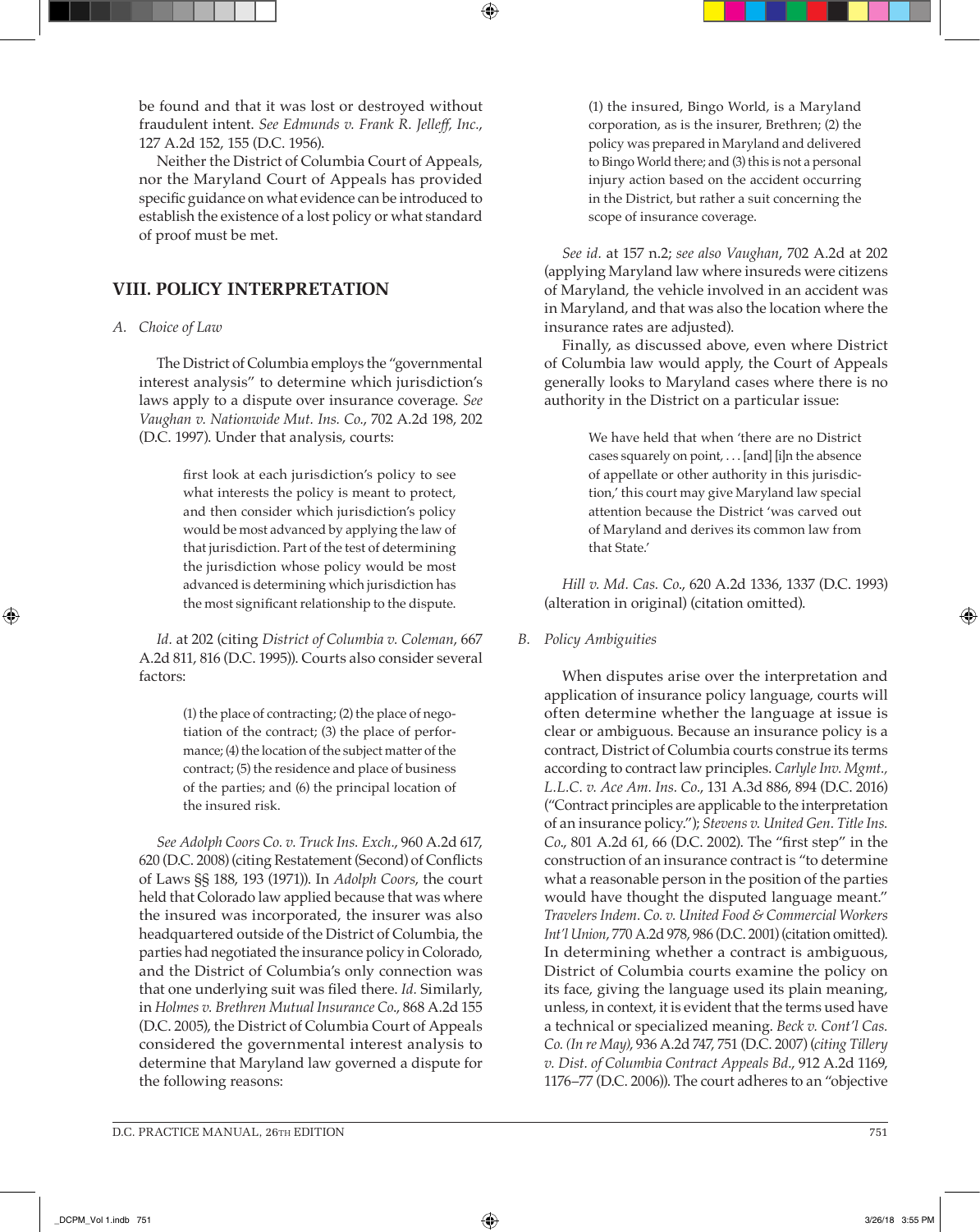be found and that it was lost or destroyed without fraudulent intent. *See Edmunds v. Frank R. Jelleff, Inc.*, 127 A.2d 152, 155 (D.C. 1956).

Neither the District of Columbia Court of Appeals, nor the Maryland Court of Appeals has provided specific guidance on what evidence can be introduced to establish the existence of a lost policy or what standard of proof must be met.

## VIII. POLICY INTERPRETATION

### A. *Choice of Law*

The District of Columbia employs the "governmental interest analysis" to determine which jurisdiction's laws apply to a dispute over insurance coverage. *See Vaughan v. Nationwide Mut. Ins. Co.*, 702 A.2d 198, 202 (D.C. 1997). Under that analysis, courts:

> first look at each jurisdiction's policy to see what interests the policy is meant to protect, and then consider which jurisdiction's policy would be most advanced by applying the law of that jurisdiction. Part of the test of determining the jurisdiction whose policy would be most advanced is determining which jurisdiction has the most significant relationship to the dispute.

*Id.* at 202 (citing *District of Columbia v. Coleman*, 667 A.2d 811, 816 (D.C. 1995)). Courts also consider several factors:

> (1) the place of contracting; (2) the place of negotiation of the contract; (3) the place of performance; (4) the location of the subject matter of the contract; (5) the residence and place of business of the parties; and (6) the principal location of the insured risk.

*See Adolph Coors Co. v. Truck Ins. Exch.*, 960 A.2d 617, 620 (D.C. 2008) (citing Restatement (Second) of Conflicts of Laws §§ 188, 193 (1971)). In *Adolph Coors*, the court held that Colorado law applied because that was where the insured was incorporated, the insurer was also headquartered outside of the District of Columbia, the parties had negotiated the insurance policy in Colorado, and the District of Columbia's only connection was that one underlying suit was filed there. *Id.* Similarly, in *Holmes v. Brethren Mutual Insurance Co.*, 868 A.2d 155 (D.C. 2005), the District of Columbia Court of Appeals considered the governmental interest analysis to determine that Maryland law governed a dispute for the following reasons:

> (1) the insured, Bingo World, is a Maryland corporation, as is the insurer, Brethren; (2) the policy was prepared in Maryland and delivered to Bingo World there; and (3) this is not a personal injury action based on the accident occurring in the District, but rather a suit concerning the scope of insurance coverage.

*See id.* at 157 n.2; *see also Vaughan*, 702 A.2d at 202 (applying Maryland law where insureds were citizens of Maryland, the vehicle involved in an accident was in Maryland, and that was also the location where the insurance rates are adjusted).

Finally, as discussed above, even where District of Columbia law would apply, the Court of Appeals generally looks to Maryland cases where there is no authority in the District on a particular issue:

> We have held that when 'there are no District cases squarely on point, . . . [and] [i]n the absence of appellate or other authority in this jurisdiction,' this court may give Maryland law special attention because the District 'was carved out of Maryland and derives its common law from that State.'

*Hill v. Md. Cas. Co.*, 620 A.2d 1336, 1337 (D.C. 1993) (alteration in original) (citation omitted).

### B. *Policy Ambiguities*

When disputes arise over the interpretation and application of insurance policy language, courts will often determine whether the language at issue is clear or ambiguous. Because an insurance policy is a contract, District of Columbia courts construe its terms according to contract law principles. *Carlyle Inv. Mgmt., L.L.C. v. Ace Am. Ins. Co.*, 131 A.3d 886, 894 (D.C. 2016) ("Contract principles are applicable to the interpretation of an insurance policy."); *Stevens v. United Gen. Title Ins. Co.*, 801 A.2d 61, 66 (D.C. 2002). The "first step" in the construction of an insurance contract is "to determine what a reasonable person in the position of the parties would have thought the disputed language meant." *Travelers Indem. Co. v. United Food & Commercial Workers Int'l Union*, 770 A.2d 978, 986 (D.C. 2001) (citation omitted). In determining whether a contract is ambiguous, District of Columbia courts examine the policy on its face, giving the language used its plain meaning, unless, in context, it is evident that the terms used have a technical or specialized meaning. *Beck v. Cont'l Cas. Co. (In re May)*, 936 A.2d 747, 751 (D.C. 2007) (*citing Tillery v. Dist. of Columbia Contract Appeals Bd.*, 912 A.2d 1169, 1176–77 (D.C. 2006)). The court adheres to an "objective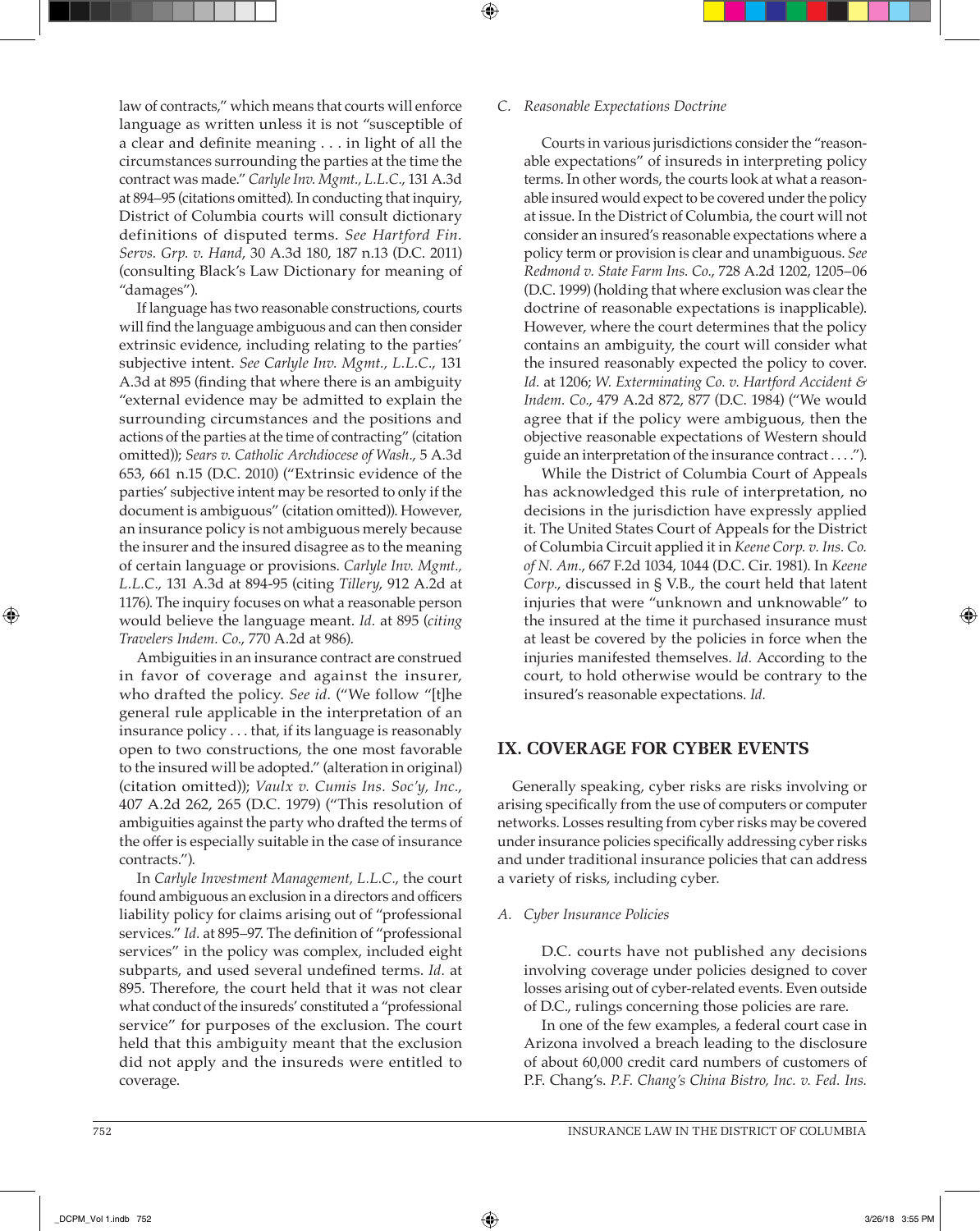law of contracts," which means that courts will enforce language as written unless it is not "susceptible of a clear and definite meaning . . . in light of all the circumstances surrounding the parties at the time the contract was made." *Carlyle Inv. Mgmt., L.L.C.*, 131 A.3d at 894–95 (citations omitted). In conducting that inquiry, District of Columbia courts will consult dictionary definitions of disputed terms. *See Hartford Fin. Servs. Grp. v. Hand*, 30 A.3d 180, 187 n.13 (D.C. 2011) (consulting Black's Law Dictionary for meaning of "damages").

If language has two reasonable constructions, courts will find the language ambiguous and can then consider extrinsic evidence, including relating to the parties' subjective intent. *See Carlyle Inv. Mgmt., L.L.C.*, 131 A.3d at 895 (finding that where there is an ambiguity "external evidence may be admitted to explain the surrounding circumstances and the positions and actions of the parties at the time of contracting" (citation omitted)); *Sears v. Catholic Archdiocese of Wash.*, 5 A.3d 653, 661 n.15 (D.C. 2010) ("Extrinsic evidence of the parties' subjective intent may be resorted to only if the document is ambiguous" (citation omitted)). However, an insurance policy is not ambiguous merely because the insurer and the insured disagree as to the meaning of certain language or provisions. *Carlyle Inv. Mgmt., L.L.C.*, 131 A.3d at 894-95 (citing *Tillery*, 912 A.2d at 1176). The inquiry focuses on what a reasonable person would believe the language meant. *Id.* at 895 (*citing Travelers Indem. Co.*, 770 A.2d at 986).

Ambiguities in an insurance contract are construed in favor of coverage and against the insurer, who drafted the policy. *See id.* ("We follow "[t]he general rule applicable in the interpretation of an insurance policy . . . that, if its language is reasonably open to two constructions, the one most favorable to the insured will be adopted." (alteration in original) (citation omitted)); *Vaulx v. Cumis Ins. Soc'y, Inc.*, 407 A.2d 262, 265 (D.C. 1979) ("This resolution of ambiguities against the party who drafted the terms of the offer is especially suitable in the case of insurance contracts.").

In *Carlyle Investment Management, L.L.C.*, the court found ambiguous an exclusion in a directors and officers liability policy for claims arising out of "professional services." *Id.* at 895–97. The definition of "professional services" in the policy was complex, included eight subparts, and used several undefined terms. *Id.* at 895. Therefore, the court held that it was not clear what conduct of the insureds' constituted a "professional service" for purposes of the exclusion. The court held that this ambiguity meant that the exclusion did not apply and the insureds were entitled to coverage.

### C. *Reasonable Expectations Doctrine*

Courts in various jurisdictions consider the "reasonable expectations" of insureds in interpreting policy terms. In other words, the courts look at what a reasonable insured would expect to be covered under the policy at issue. In the District of Columbia, the court will not consider an insured's reasonable expectations where a policy term or provision is clear and unambiguous. *See Redmond v. State Farm Ins. Co.*, 728 A.2d 1202, 1205–06 (D.C. 1999) (holding that where exclusion was clear the doctrine of reasonable expectations is inapplicable). However, where the court determines that the policy contains an ambiguity, the court will consider what the insured reasonably expected the policy to cover. *Id.* at 1206; *W. Exterminating Co. v. Hartford Accident & Indem. Co.*, 479 A.2d 872, 877 (D.C. 1984) ("We would agree that if the policy were ambiguous, then the objective reasonable expectations of Western should guide an interpretation of the insurance contract . . . .").

While the District of Columbia Court of Appeals has acknowledged this rule of interpretation, no decisions in the jurisdiction have expressly applied it. The United States Court of Appeals for the District of Columbia Circuit applied it in *Keene Corp. v. Ins. Co. of N. Am.*, 667 F.2d 1034, 1044 (D.C. Cir. 1981). In *Keene Corp.*, discussed in § V.B., the court held that latent injuries that were "unknown and unknowable" to the insured at the time it purchased insurance must at least be covered by the policies in force when the injuries manifested themselves. *Id.* According to the court, to hold otherwise would be contrary to the insured's reasonable expectations. *Id.*

## IX. COVERAGE FOR CYBER EVENTS

Generally speaking, cyber risks are risks involving or arising specifically from the use of computers or computer networks. Losses resulting from cyber risks may be covered under insurance policies specifically addressing cyber risks and under traditional insurance policies that can address a variety of risks, including cyber.

### A. *Cyber Insurance Policies*

D.C. courts have not published any decisions involving coverage under policies designed to cover losses arising out of cyber-related events. Even outside of D.C., rulings concerning those policies are rare.

In one of the few examples, a federal court case in Arizona involved a breach leading to the disclosure of about 60,000 credit card numbers of customers of P.F. Chang's. *P.F. Chang's China Bistro, Inc. v. Fed. Ins.*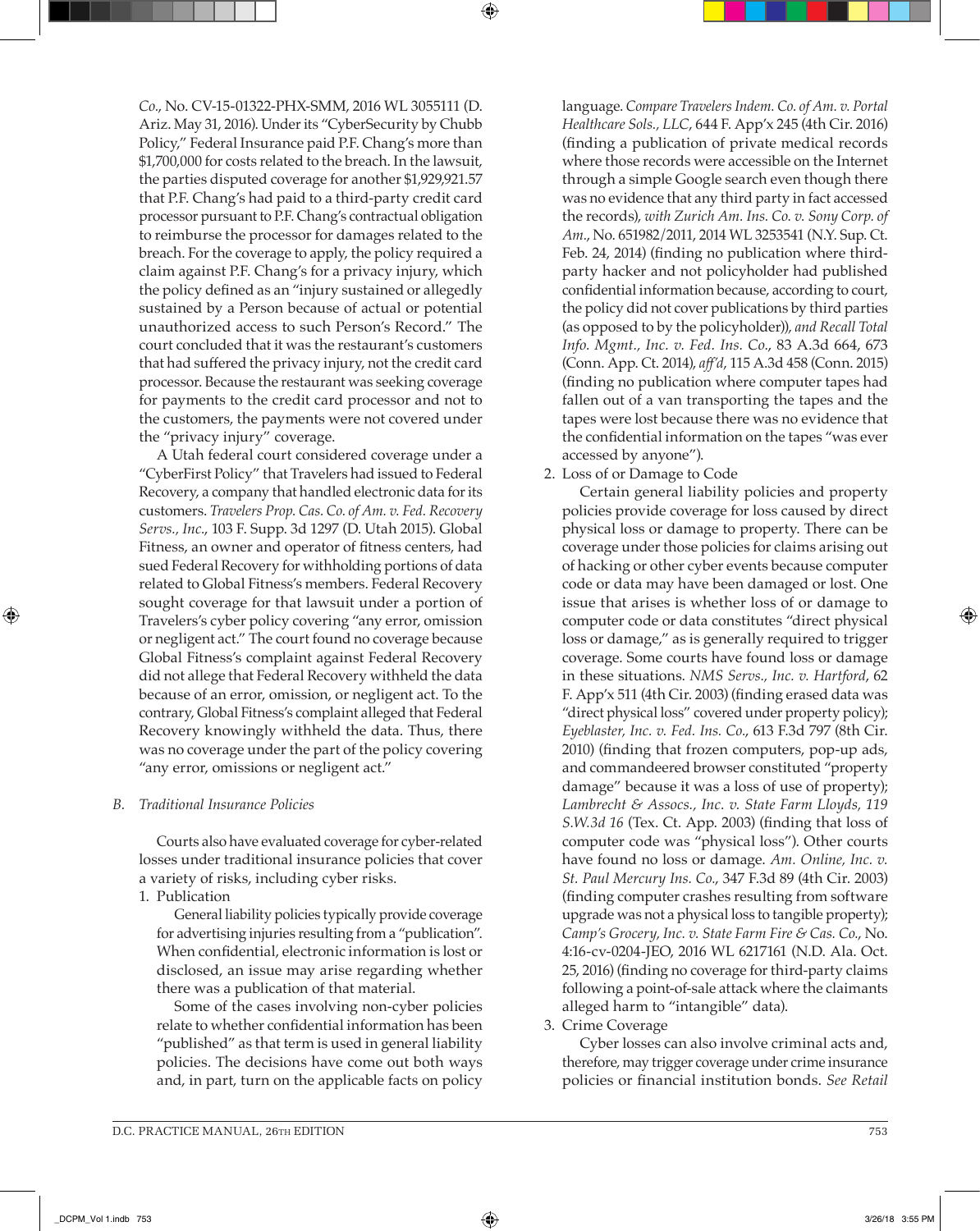*Co.*, No. CV-15-01322-PHX-SMM, 2016 WL 3055111 (D. Ariz. May 31, 2016). Under its "CyberSecurity by Chubb Policy," Federal Insurance paid P.F. Chang's more than $1,700,000 for costs related to the breach. In the lawsuit, the parties disputed coverage for another $1,929,921.57 that P.F. Chang's had paid to a third-party credit card processor pursuant to P.F. Chang's contractual obligation to reimburse the processor for damages related to the breach. For the coverage to apply, the policy required a claim against P.F. Chang's for a privacy injury, which the policy defined as an "injury sustained or allegedly sustained by a Person because of actual or potential unauthorized access to such Person's Record." The court concluded that it was the restaurant's customers that had suffered the privacy injury, not the credit card processor. Because the restaurant was seeking coverage for payments to the credit card processor and not to the customers, the payments were not covered under the "privacy injury" coverage.

A Utah federal court considered coverage under a "CyberFirst Policy" that Travelers had issued to Federal Recovery, a company that handled electronic data for its customers. *Travelers Prop. Cas. Co. of Am. v. Fed. Recovery Servs., Inc.*, 103 F. Supp. 3d 1297 (D. Utah 2015). Global Fitness, an owner and operator of fitness centers, had sued Federal Recovery for withholding portions of data related to Global Fitness's members. Federal Recovery sought coverage for that lawsuit under a portion of Travelers's cyber policy covering "any error, omission or negligent act." The court found no coverage because Global Fitness's complaint against Federal Recovery did not allege that Federal Recovery withheld the data because of an error, omission, or negligent act. To the contrary, Global Fitness's complaint alleged that Federal Recovery knowingly withheld the data. Thus, there was no coverage under the part of the policy covering "any error, omissions or negligent act."

### B. *Traditional Insurance Policies*

Courts also have evaluated coverage for cyber-related losses under traditional insurance policies that cover a variety of risks, including cyber risks.

1. Publication

General liability policies typically provide coverage for advertising injuries resulting from a "publication". When confidential, electronic information is lost or disclosed, an issue may arise regarding whether there was a publication of that material.

Some of the cases involving non-cyber policies relate to whether confidential information has been "published" as that term is used in general liability policies. The decisions have come out both ways and, in part, turn on the applicable facts on policy language. *Compare Travelers Indem. Co. of Am. v. Portal Healthcare Sols., LLC*, 644 F. App'x 245 (4th Cir. 2016) (finding a publication of private medical records where those records were accessible on the Internet through a simple Google search even though there was no evidence that any third party in fact accessed the records), *with Zurich Am. Ins. Co. v. Sony Corp. of Am.*, No. 651982/2011, 2014 WL 3253541 (N.Y. Sup. Ct. Feb. 24, 2014) (finding no publication where third-party hacker and not policyholder had published confidential information because, according to court, the policy did not cover publications by third parties (as opposed to the policyholder)), *and Recall Total Info. Mgmt., Inc. v. Fed. Ins. Co.*, 83 A.3d 664, 673 (Conn. App. Ct. 2014), *aff'd*, 115 A.3d 458 (Conn. 2015) (finding no publication where computer tapes had fallen out of a van transporting the tapes and the tapes were lost because there was no evidence that the confidential information on the tapes "was ever accessed by anyone").

2. Loss of or Damage to Code

Certain general liability policies and property policies provide coverage for loss caused by direct physical loss or damage to property. There can be coverage under those policies for claims arising out of hacking or other cyber events because computer code or data may have been damaged or lost. One issue that arises is whether loss of or damage to computer code or data constitutes "direct physical loss or damage," as is generally required to trigger coverage. Some courts have found loss or damage in these situations. *NMS Servs., Inc. v. Hartford*, 62 F. App'x 511 (4th Cir. 2003) (finding erased data was "direct physical loss" covered under property policy); *Eyeblaster, Inc. v. Fed. Ins. Co.*, 613 F.3d 797 (8th Cir. 2010) (finding that frozen computers, pop-up ads, and commandeered browser constituted "property damage" because it was a loss of use of property); *Lambrecht & Assocs., Inc. v. State Farm Lloyds, 119 S.W.3d 16* (Tex. Ct. App. 2003) (finding that loss of computer code was "physical loss"). Other courts have found no loss or damage. *Am. Online, Inc. v. St. Paul Mercury Ins. Co.*, 347 F.3d 89 (4th Cir. 2003) (finding computer crashes resulting from software upgrade was not a physical loss to tangible property); *Camp's Grocery, Inc. v. State Farm Fire & Cas. Co.*, No. 4:16-cv-0204-JEO, 2016 WL 6217161 (N.D. Ala. Oct. 25, 2016) (finding no coverage for third-party claims following a point-of-sale attack where the claimants alleged harm to "intangible" data).

3. Crime Coverage

Cyber losses can also involve criminal acts and, therefore, may trigger coverage under crime insurance policies or financial institution bonds. *See Retail*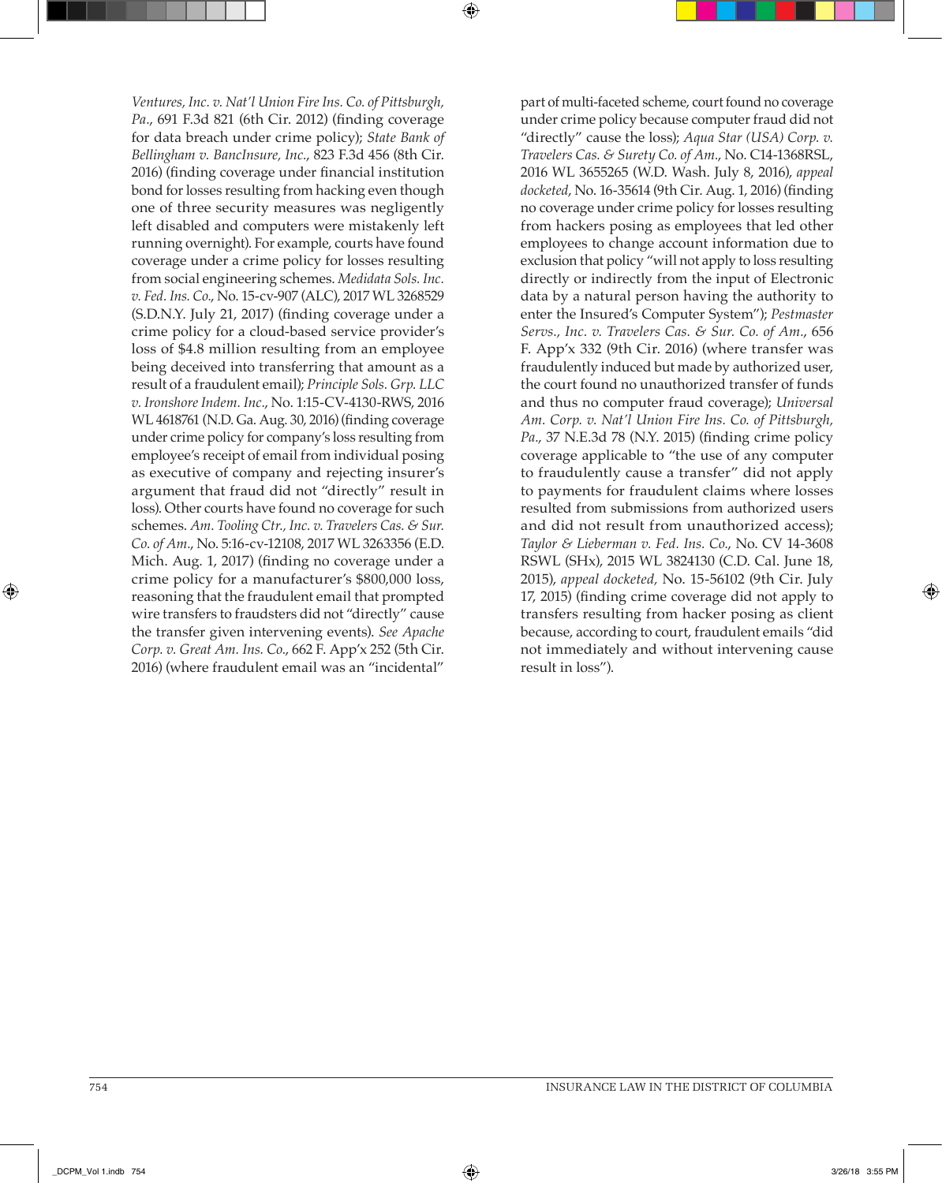*Ventures, Inc. v. Nat'l Union Fire Ins. Co. of Pittsburgh, Pa.*, 691 F.3d 821 (6th Cir. 2012) (finding coverage for data breach under crime policy); *State Bank of Bellingham v. BancInsure, Inc.*, 823 F.3d 456 (8th Cir. 2016) (finding coverage under financial institution bond for losses resulting from hacking even though one of three security measures was negligently left disabled and computers were mistakenly left running overnight). For example, courts have found coverage under a crime policy for losses resulting from social engineering schemes. *Medidata Sols. Inc. v. Fed. Ins. Co.*, No. 15-cv-907 (ALC), 2017 WL 3268529 (S.D.N.Y. July 21, 2017) (finding coverage under a crime policy for a cloud-based service provider's loss of $4.8 million resulting from an employee being deceived into transferring that amount as a result of a fraudulent email); *Principle Sols. Grp. LLC v. Ironshore Indem. Inc.*, No. 1:15-CV-4130-RWS, 2016 WL 4618761 (N.D. Ga. Aug. 30, 2016) (finding coverage under crime policy for company's loss resulting from employee's receipt of email from individual posing as executive of company and rejecting insurer's argument that fraud did not "directly" result in loss). Other courts have found no coverage for such schemes. *Am. Tooling Ctr., Inc. v. Travelers Cas. & Sur. Co. of Am.*, No. 5:16-cv-12108, 2017 WL 3263356 (E.D. Mich. Aug. 1, 2017) (finding no coverage under a crime policy for a manufacturer's $800,000 loss, reasoning that the fraudulent email that prompted wire transfers to fraudsters did not "directly" cause the transfer given intervening events). *See Apache Corp. v. Great Am. Ins. Co.*, 662 F. App'x 252 (5th Cir. 2016) (where fraudulent email was an "incidental" part of multi-faceted scheme, court found no coverage under crime policy because computer fraud did not "directly" cause the loss); *Aqua Star (USA) Corp. v. Travelers Cas. & Surety Co. of Am.*, No. C14-1368RSL, 2016 WL 3655265 (W.D. Wash. July 8, 2016), *appeal docketed*, No. 16-35614 (9th Cir. Aug. 1, 2016) (finding no coverage under crime policy for losses resulting from hackers posing as employees that led other employees to change account information due to exclusion that policy "will not apply to loss resulting directly or indirectly from the input of Electronic data by a natural person having the authority to enter the Insured's Computer System"); *Pestmaster Servs., Inc. v. Travelers Cas. & Sur. Co. of Am.*, 656 F. App'x 332 (9th Cir. 2016) (where transfer was fraudulently induced but made by authorized user, the court found no unauthorized transfer of funds and thus no computer fraud coverage); *Universal Am. Corp. v. Nat'l Union Fire Ins. Co. of Pittsburgh, Pa.*, 37 N.E.3d 78 (N.Y. 2015) (finding crime policy coverage applicable to "the use of any computer to fraudulently cause a transfer" did not apply to payments for fraudulent claims where losses resulted from submissions from authorized users and did not result from unauthorized access); *Taylor & Lieberman v. Fed. Ins. Co.*, No. CV 14-3608 RSWL (SHx), 2015 WL 3824130 (C.D. Cal. June 18, 2015), *appeal docketed*, No. 15-56102 (9th Cir. July 17, 2015) (finding crime coverage did not apply to transfers resulting from hacker posing as client because, according to court, fraudulent emails "did not immediately and without intervening cause result in loss").